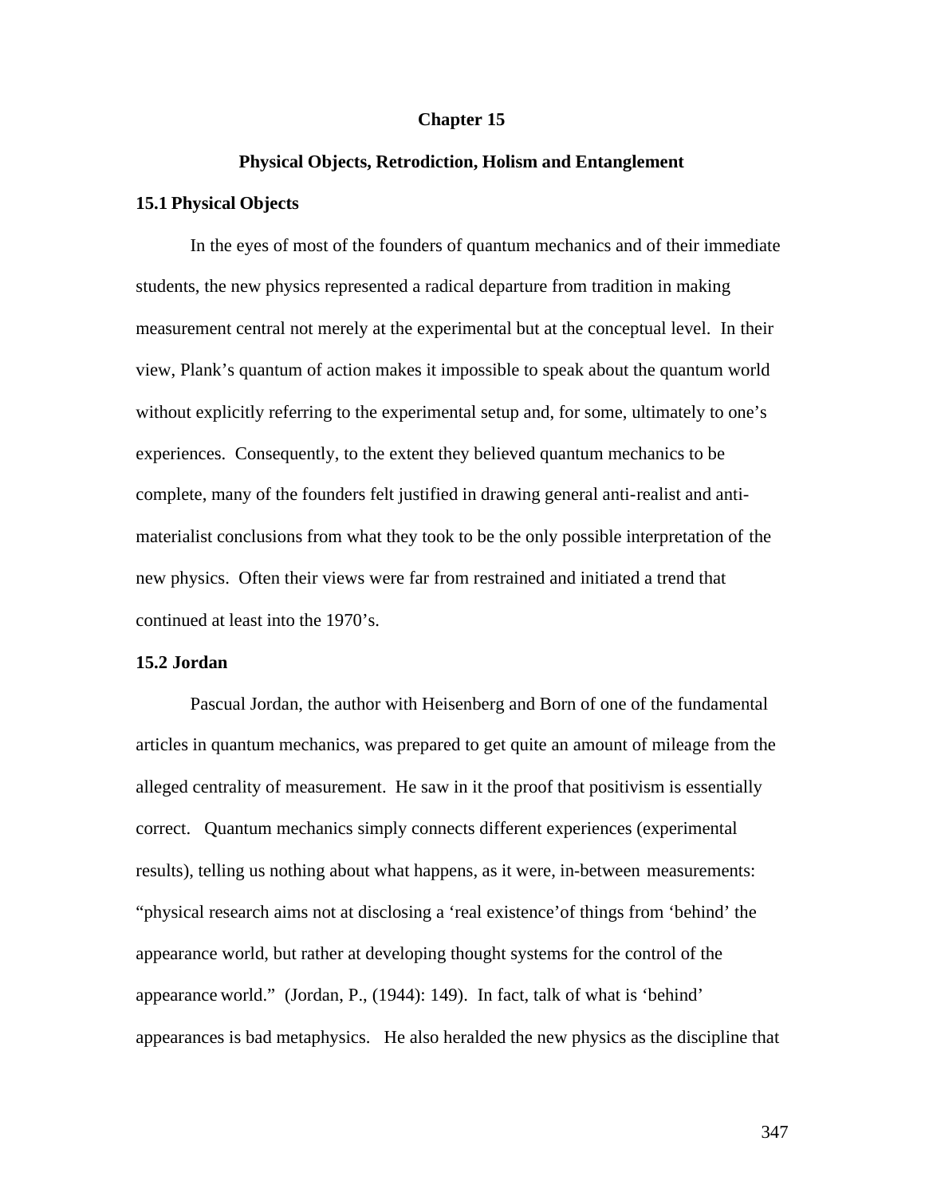# Chapter 15

## Physical Objects, Retrodiction, Holism and Entanglement

### 15.1 Physical Objects

In the eyes of most of the founders of quantum mechanics and of their immediate students, the new physics represented a radical departure from tradition in making measurement central not merely at the experimental but at the conceptual level. In their view, Plank's quantum of action makes it impossible to speak about the quantum world without explicitly referring to the experimental setup and, for some, ultimately to one's experiences. Consequently, to the extent they believed quantum mechanics to be complete, many of the founders felt justified in drawing general anti-realist and anti-materialist conclusions from what they took to be the only possible interpretation of the new physics. Often their views were far from restrained and initiated a trend that continued at least into the 1970's.

### 15.2 Jordan

Pascual Jordan, the author with Heisenberg and Born of one of the fundamental articles in quantum mechanics, was prepared to get quite an amount of mileage from the alleged centrality of measurement. He saw in it the proof that positivism is essentially correct. Quantum mechanics simply connects different experiences (experimental results), telling us nothing about what happens, as it were, in-between measurements: "physical research aims not at disclosing a 'real existence'of things from 'behind' the appearance world, but rather at developing thought systems for the control of the appearance world." (Jordan, P., (1944): 149). In fact, talk of what is 'behind' appearances is bad metaphysics. He also heralded the new physics as the discipline that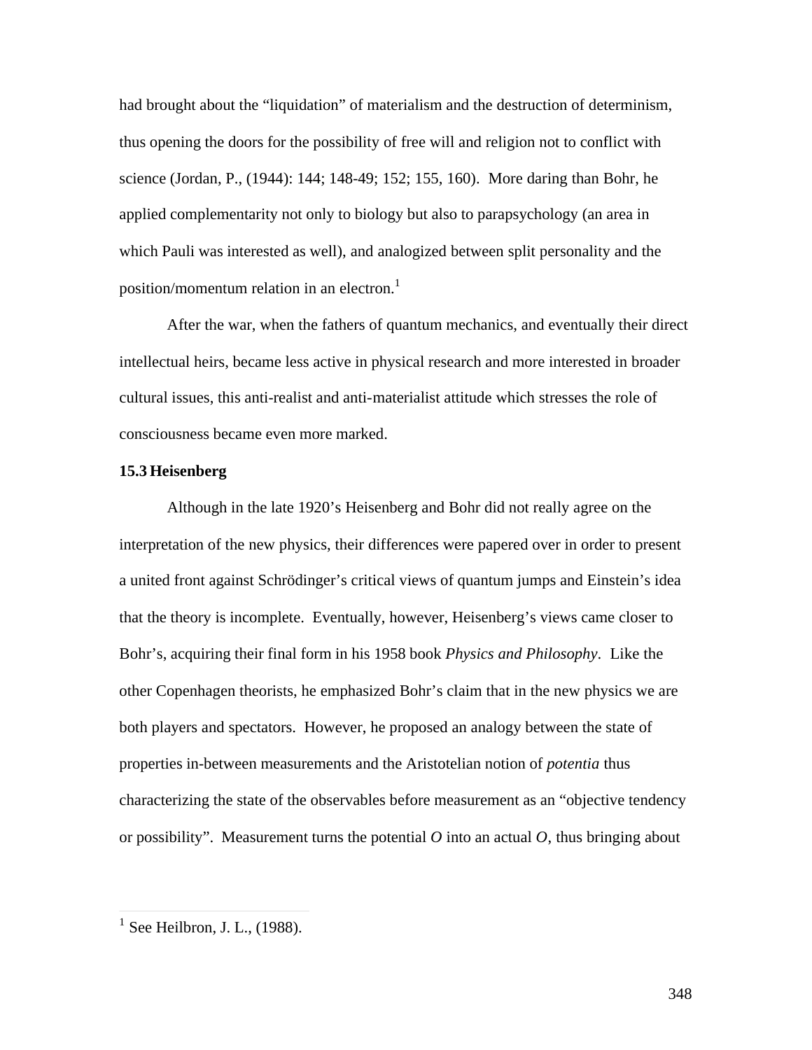had brought about the "liquidation" of materialism and the destruction of determinism, thus opening the doors for the possibility of free will and religion not to conflict with science (Jordan, P., (1944): 144; 148-49; 152; 155, 160). More daring than Bohr, he applied complementarity not only to biology but also to parapsychology (an area in which Pauli was interested as well), and analogized between split personality and the position/momentum relation in an electron.[1]

After the war, when the fathers of quantum mechanics, and eventually their direct intellectual heirs, became less active in physical research and more interested in broader cultural issues, this anti-realist and anti-materialist attitude which stresses the role of consciousness became even more marked.

### 15.3 Heisenberg

Although in the late 1920's Heisenberg and Bohr did not really agree on the interpretation of the new physics, their differences were papered over in order to present a united front against Schrödinger's critical views of quantum jumps and Einstein's idea that the theory is incomplete. Eventually, however, Heisenberg's views came closer to Bohr's, acquiring their final form in his 1958 book *Physics and Philosophy*. Like the other Copenhagen theorists, he emphasized Bohr's claim that in the new physics we are both players and spectators. However, he proposed an analogy between the state of properties in-between measurements and the Aristotelian notion of *potentia* thus characterizing the state of the observables before measurement as an "objective tendency or possibility". Measurement turns the potential *O* into an actual *O*, thus bringing about

[1] See Heilbron, J. L., (1988).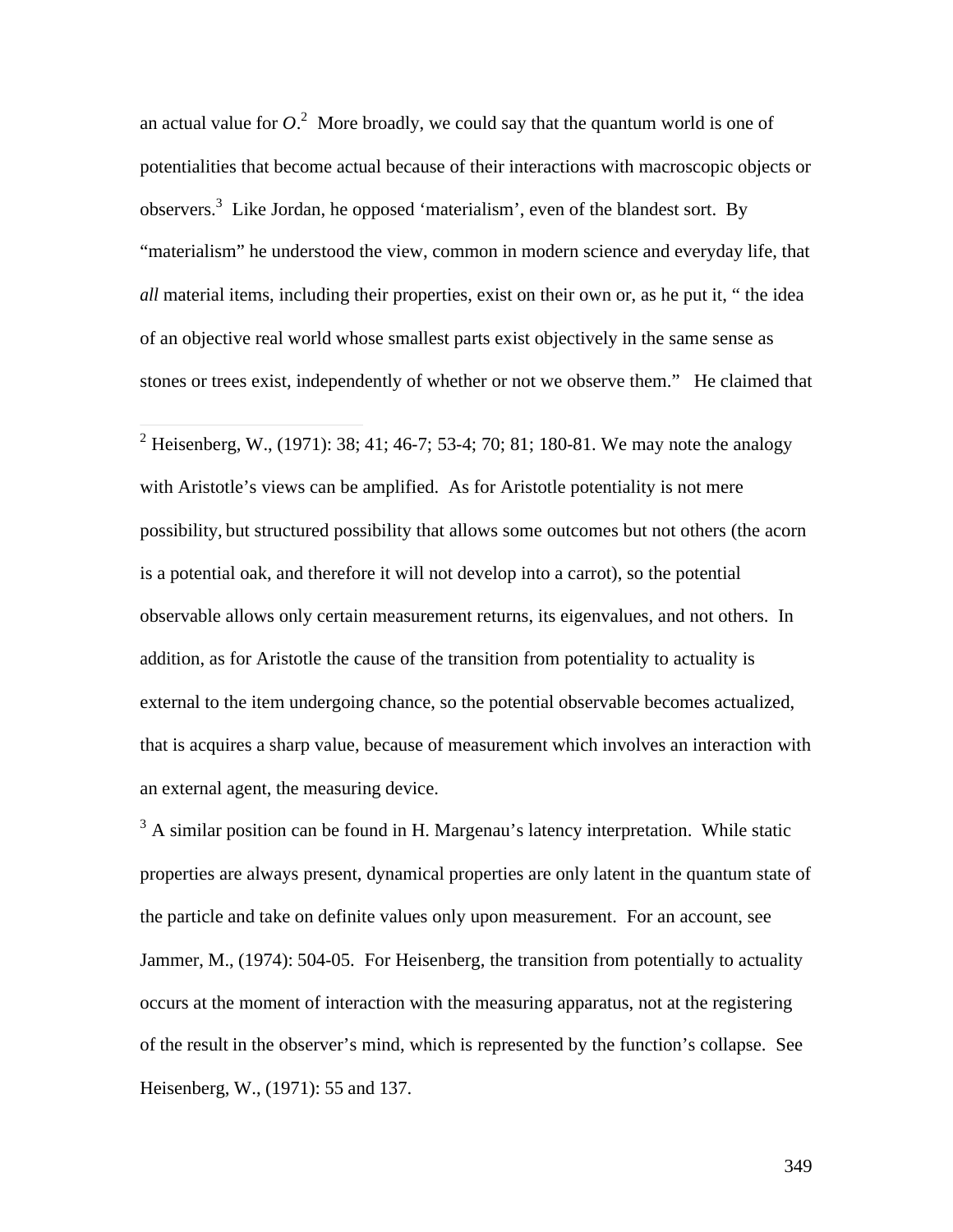an actual value for *O*.[2] More broadly, we could say that the quantum world is one of potentialities that become actual because of their interactions with macroscopic objects or observers.[3] Like Jordan, he opposed 'materialism', even of the blandest sort. By "materialism" he understood the view, common in modern science and everyday life, that *all* material items, including their properties, exist on their own or, as he put it, " the idea of an objective real world whose smallest parts exist objectively in the same sense as stones or trees exist, independently of whether or not we observe them." He claimed that

---

[2] Heisenberg, W., (1971): 38; 41; 46-7; 53-4; 70; 81; 180-81. We may note the analogy with Aristotle's views can be amplified. As for Aristotle potentiality is not mere possibility, but structured possibility that allows some outcomes but not others (the acorn is a potential oak, and therefore it will not develop into a carrot), so the potential observable allows only certain measurement returns, its eigenvalues, and not others. In addition, as for Aristotle the cause of the transition from potentiality to actuality is external to the item undergoing chance, so the potential observable becomes actualized, that is acquires a sharp value, because of measurement which involves an interaction with an external agent, the measuring device.

[3] A similar position can be found in H. Margenau's latency interpretation. While static properties are always present, dynamical properties are only latent in the quantum state of the particle and take on definite values only upon measurement. For an account, see Jammer, M., (1974): 504-05. For Heisenberg, the transition from potentially to actuality occurs at the moment of interaction with the measuring apparatus, not at the registering of the result in the observer's mind, which is represented by the function's collapse. See Heisenberg, W., (1971): 55 and 137.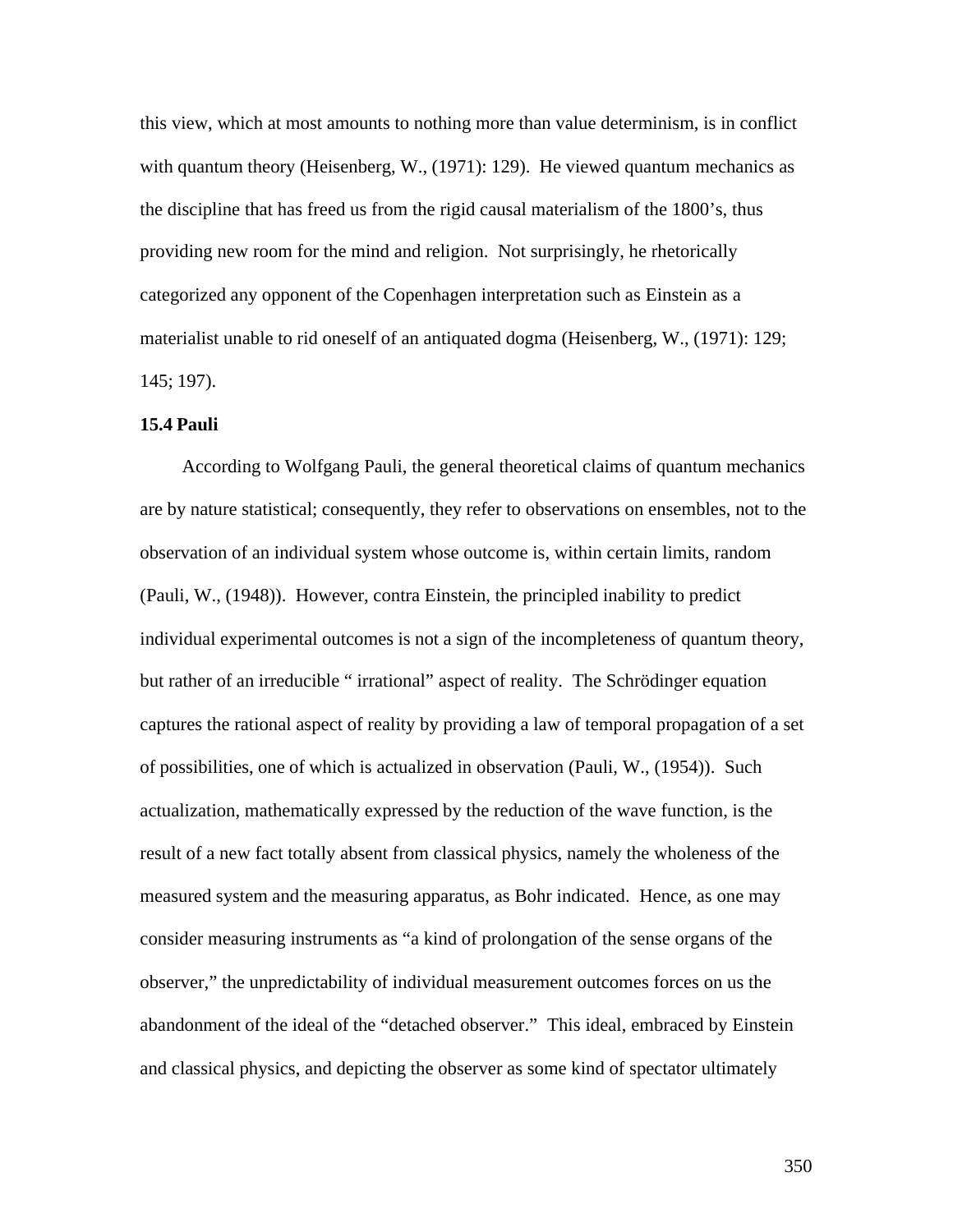this view, which at most amounts to nothing more than value determinism, is in conflict with quantum theory (Heisenberg, W., (1971): 129). He viewed quantum mechanics as the discipline that has freed us from the rigid causal materialism of the 1800's, thus providing new room for the mind and religion. Not surprisingly, he rhetorically categorized any opponent of the Copenhagen interpretation such as Einstein as a materialist unable to rid oneself of an antiquated dogma (Heisenberg, W., (1971): 129; 145; 197).

### 15.4 Pauli

According to Wolfgang Pauli, the general theoretical claims of quantum mechanics are by nature statistical; consequently, they refer to observations on ensembles, not to the observation of an individual system whose outcome is, within certain limits, random (Pauli, W., (1948)). However, contra Einstein, the principled inability to predict individual experimental outcomes is not a sign of the incompleteness of quantum theory, but rather of an irreducible " irrational" aspect of reality. The Schrödinger equation captures the rational aspect of reality by providing a law of temporal propagation of a set of possibilities, one of which is actualized in observation (Pauli, W., (1954)). Such actualization, mathematically expressed by the reduction of the wave function, is the result of a new fact totally absent from classical physics, namely the wholeness of the measured system and the measuring apparatus, as Bohr indicated. Hence, as one may consider measuring instruments as "a kind of prolongation of the sense organs of the observer," the unpredictability of individual measurement outcomes forces on us the abandonment of the ideal of the "detached observer." This ideal, embraced by Einstein and classical physics, and depicting the observer as some kind of spectator ultimately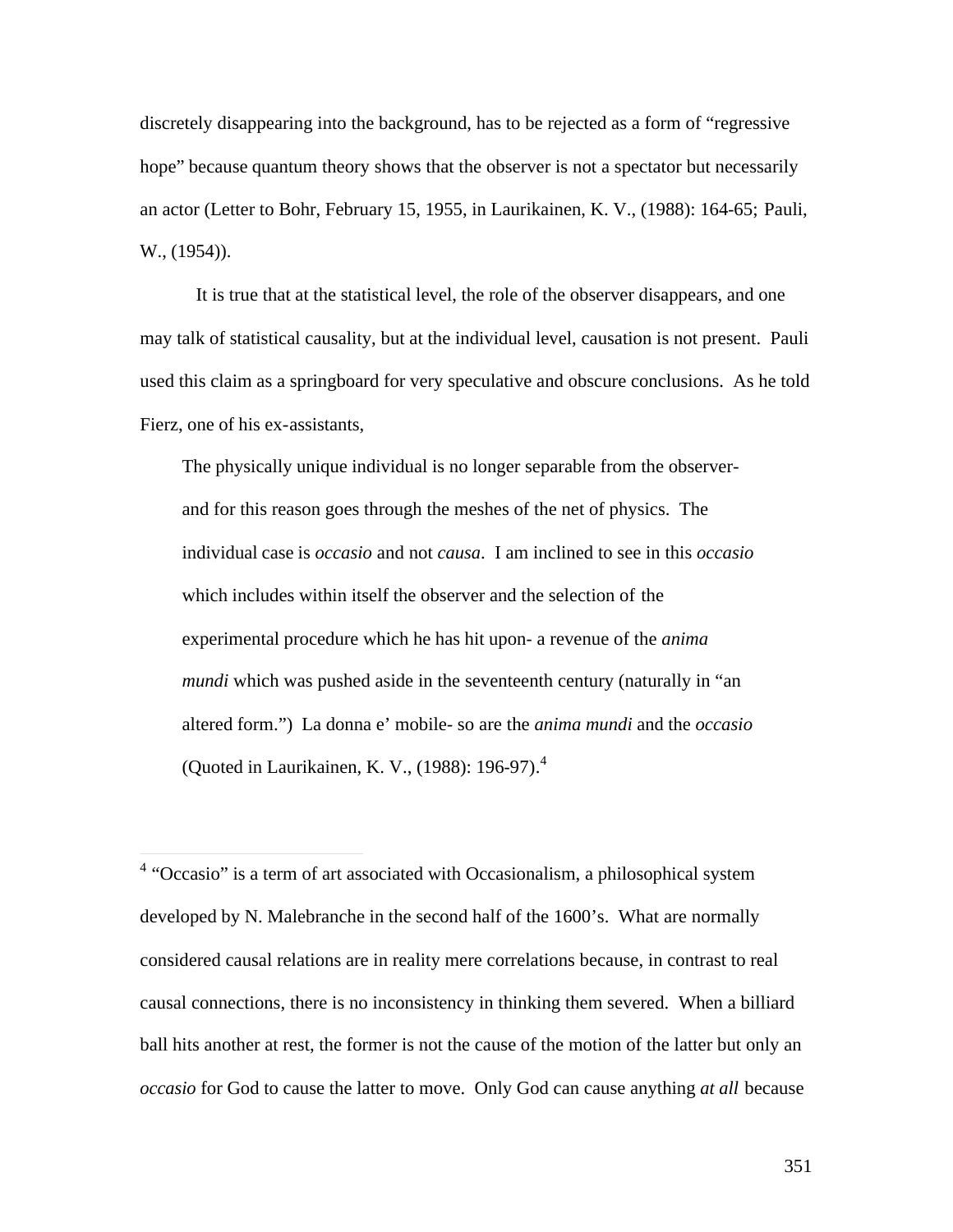discretely disappearing into the background, has to be rejected as a form of “regressive hope” because quantum theory shows that the observer is not a spectator but necessarily an actor (Letter to Bohr, February 15, 1955, in Laurikainen, K. V., (1988): 164-65; Pauli, W., (1954)).

It is true that at the statistical level, the role of the observer disappears, and one may talk of statistical causality, but at the individual level, causation is not present. Pauli used this claim as a springboard for very speculative and obscure conclusions. As he told Fierz, one of his ex-assistants,

> The physically unique individual is no longer separable from the observer- and for this reason goes through the meshes of the net of physics. The individual case is *occasio* and not *causa*. I am inclined to see in this *occasio* which includes within itself the observer and the selection of the experimental procedure which he has hit upon- a revenue of the *anima mundi* which was pushed aside in the seventeenth century (naturally in “an altered form.”) La donna e’ mobile- so are the *anima mundi* and the *occasio* (Quoted in Laurikainen, K. V., (1988): 196-97).[4]

---

[4] “Occasio” is a term of art associated with Occasionalism, a philosophical system developed by N. Malebranche in the second half of the 1600’s. What are normally considered causal relations are in reality mere correlations because, in contrast to real causal connections, there is no inconsistency in thinking them severed. When a billiard ball hits another at rest, the former is not the cause of the motion of the latter but only an *occasio* for God to cause the latter to move. Only God can cause anything *at all* because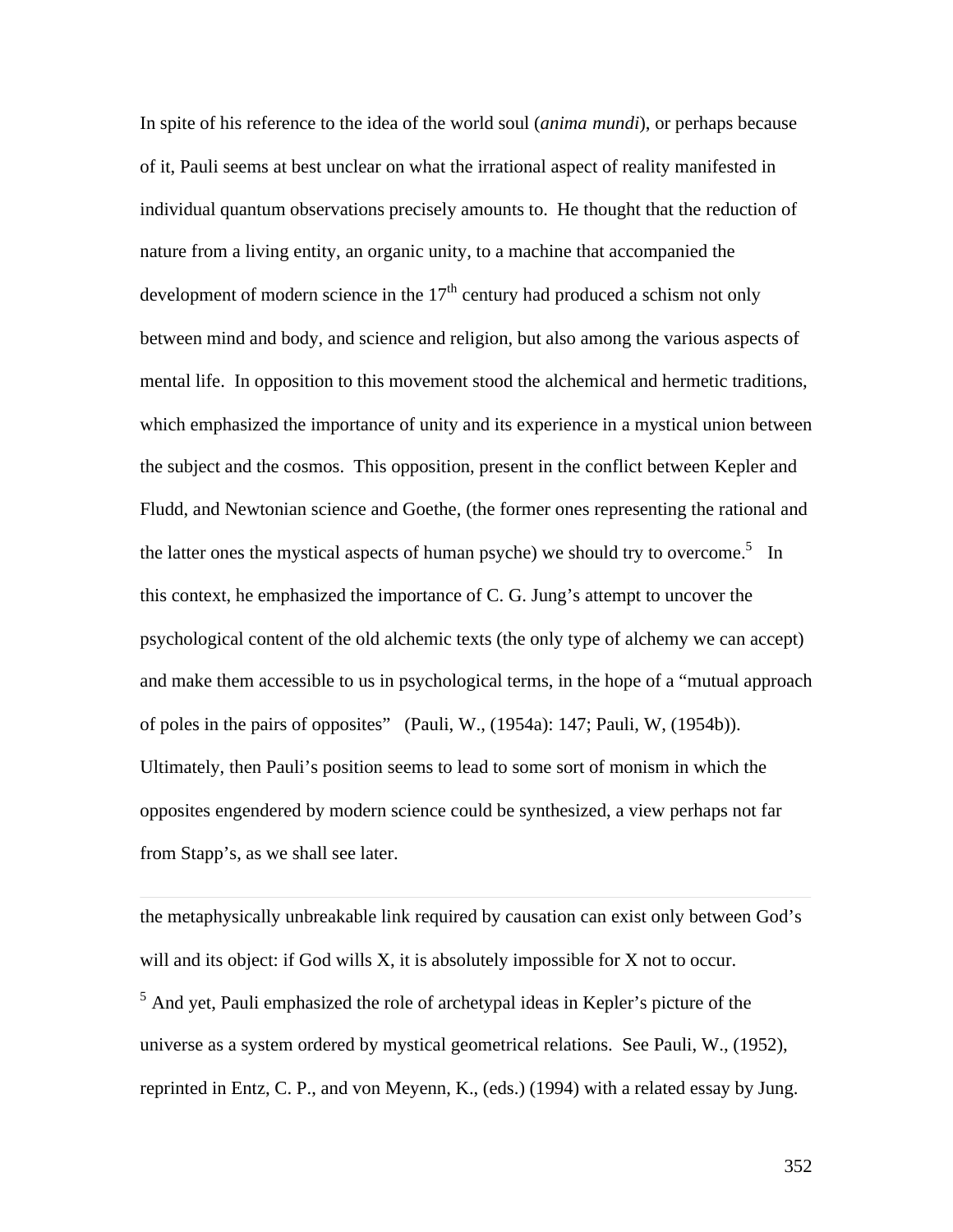In spite of his reference to the idea of the world soul (*anima mundi*), or perhaps because of it, Pauli seems at best unclear on what the irrational aspect of reality manifested in individual quantum observations precisely amounts to. He thought that the reduction of nature from a living entity, an organic unity, to a machine that accompanied the development of modern science in the 17th century had produced a schism not only between mind and body, and science and religion, but also among the various aspects of mental life. In opposition to this movement stood the alchemical and hermetic traditions, which emphasized the importance of unity and its experience in a mystical union between the subject and the cosmos. This opposition, present in the conflict between Kepler and Fludd, and Newtonian science and Goethe, (the former ones representing the rational and the latter ones the mystical aspects of human psyche) we should try to overcome.[5] In this context, he emphasized the importance of C. G. Jung's attempt to uncover the psychological content of the old alchemic texts (the only type of alchemy we can accept) and make them accessible to us in psychological terms, in the hope of a "mutual approach of poles in the pairs of opposites" (Pauli, W., (1954a): 147; Pauli, W, (1954b)). Ultimately, then Pauli's position seems to lead to some sort of monism in which the opposites engendered by modern science could be synthesized, a view perhaps not far from Stapp's, as we shall see later.

---

the metaphysically unbreakable link required by causation can exist only between God's will and its object: if God wills X, it is absolutely impossible for X not to occur.

[5] And yet, Pauli emphasized the role of archetypal ideas in Kepler's picture of the universe as a system ordered by mystical geometrical relations. See Pauli, W., (1952), reprinted in Entz, C. P., and von Meyenn, K., (eds.) (1994) with a related essay by Jung.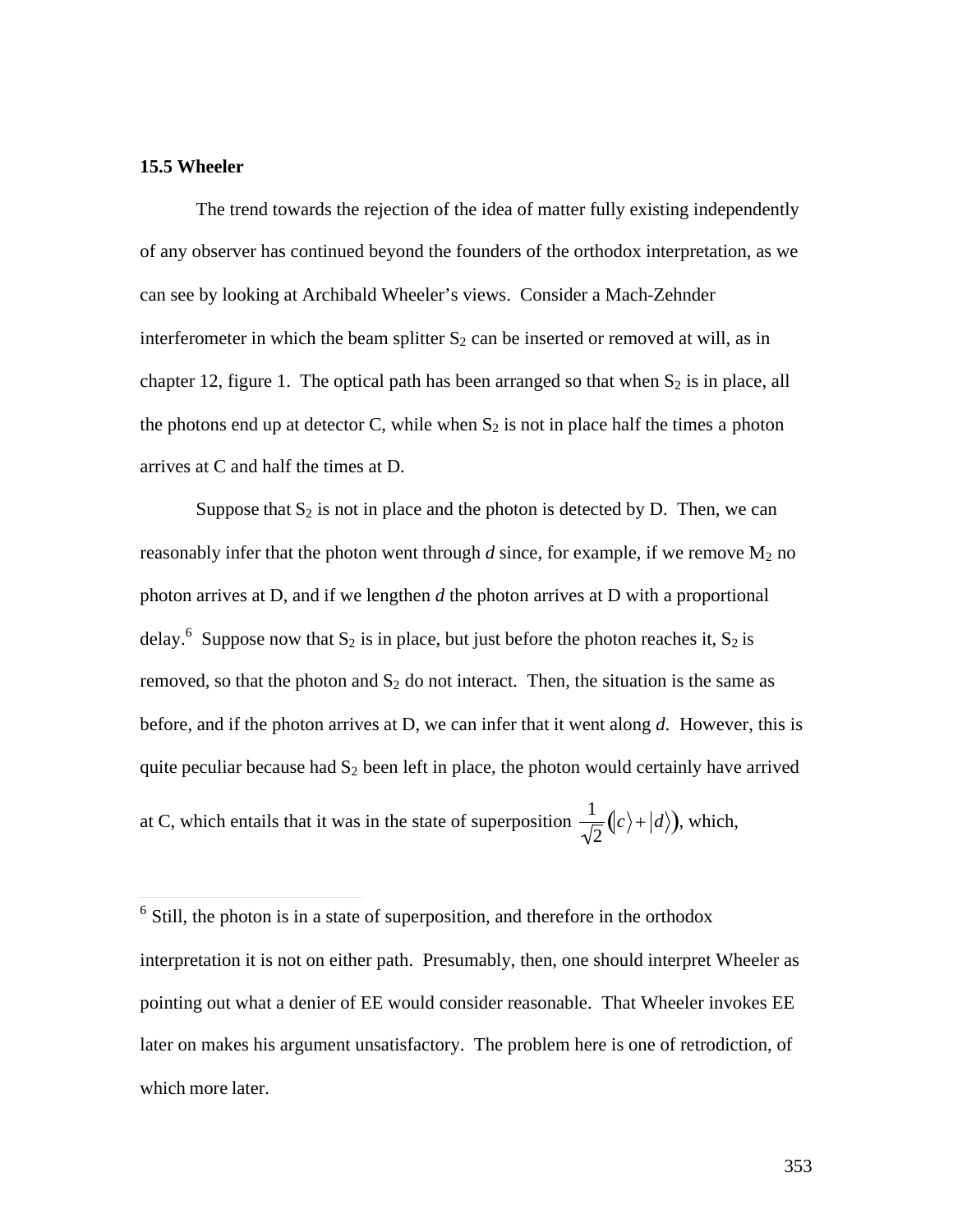### 15.5 Wheeler

The trend towards the rejection of the idea of matter fully existing independently of any observer has continued beyond the founders of the orthodox interpretation, as we can see by looking at Archibald Wheeler's views. Consider a Mach-Zehnder interferometer in which the beam splitter $S_2$ can be inserted or removed at will, as in chapter 12, figure 1. The optical path has been arranged so that when $S_2$ is in place, all the photons end up at detector C, while when $S_2$ is not in place half the times a photon arrives at C and half the times at D.

Suppose that $S_2$ is not in place and the photon is detected by D. Then, we can reasonably infer that the photon went through *d* since, for example, if we remove $M_2$ no photon arrives at D, and if we lengthen *d* the photon arrives at D with a proportional delay.[6] Suppose now that $S_2$ is in place, but just before the photon reaches it, $S_2$ is removed, so that the photon and $S_2$ do not interact. Then, the situation is the same as before, and if the photon arrives at D, we can infer that it went along *d*. However, this is quite peculiar because had $S_2$ been left in place, the photon would certainly have arrived at C, which entails that it was in the state of superposition $\frac{1}{\sqrt{2}}\left(|c\rangle + |d\rangle\right)$, which,

---

[6] Still, the photon is in a state of superposition, and therefore in the orthodox interpretation it is not on either path. Presumably, then, one should interpret Wheeler as pointing out what a denier of EE would consider reasonable. That Wheeler invokes EE later on makes his argument unsatisfactory. The problem here is one of retrodiction, of which more later.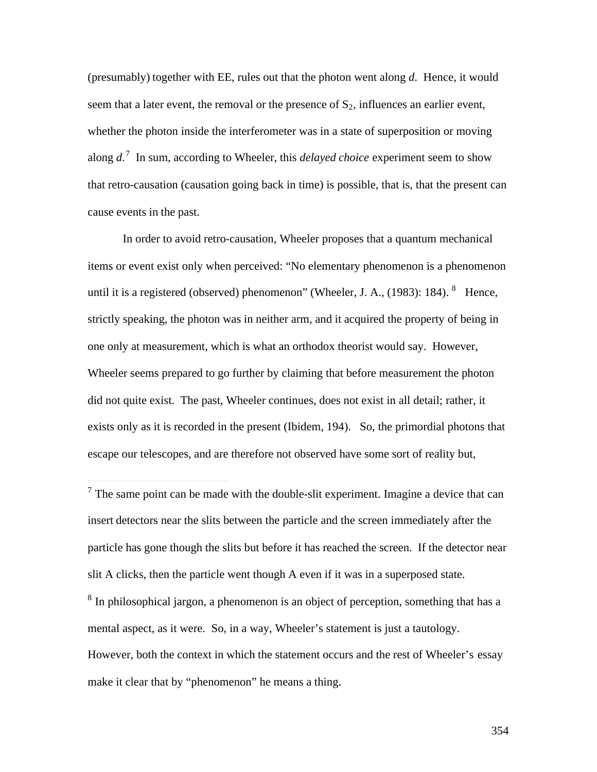(presumably) together with EE, rules out that the photon went along *d*. Hence, it would seem that a later event, the removal or the presence of $S_2$, influences an earlier event, whether the photon inside the interferometer was in a state of superposition or moving along *d*.[7] In sum, according to Wheeler, this *delayed choice* experiment seem to show that retro-causation (causation going back in time) is possible, that is, that the present can cause events in the past.

In order to avoid retro-causation, Wheeler proposes that a quantum mechanical items or event exist only when perceived: "No elementary phenomenon is a phenomenon until it is a registered (observed) phenomenon" (Wheeler, J. A., (1983): 184).[8] Hence, strictly speaking, the photon was in neither arm, and it acquired the property of being in one only at measurement, which is what an orthodox theorist would say. However, Wheeler seems prepared to go further by claiming that before measurement the photon did not quite exist. The past, Wheeler continues, does not exist in all detail; rather, it exists only as it is recorded in the present (Ibidem, 194). So, the primordial photons that escape our telescopes, and are therefore not observed have some sort of reality but,

---

[7] The same point can be made with the double-slit experiment. Imagine a device that can insert detectors near the slits between the particle and the screen immediately after the particle has gone though the slits but before it has reached the screen. If the detector near slit A clicks, then the particle went though A even if it was in a superposed state.

[8] In philosophical jargon, a phenomenon is an object of perception, something that has a mental aspect, as it were. So, in a way, Wheeler's statement is just a tautology. However, both the context in which the statement occurs and the rest of Wheeler's essay make it clear that by "phenomenon" he means a thing.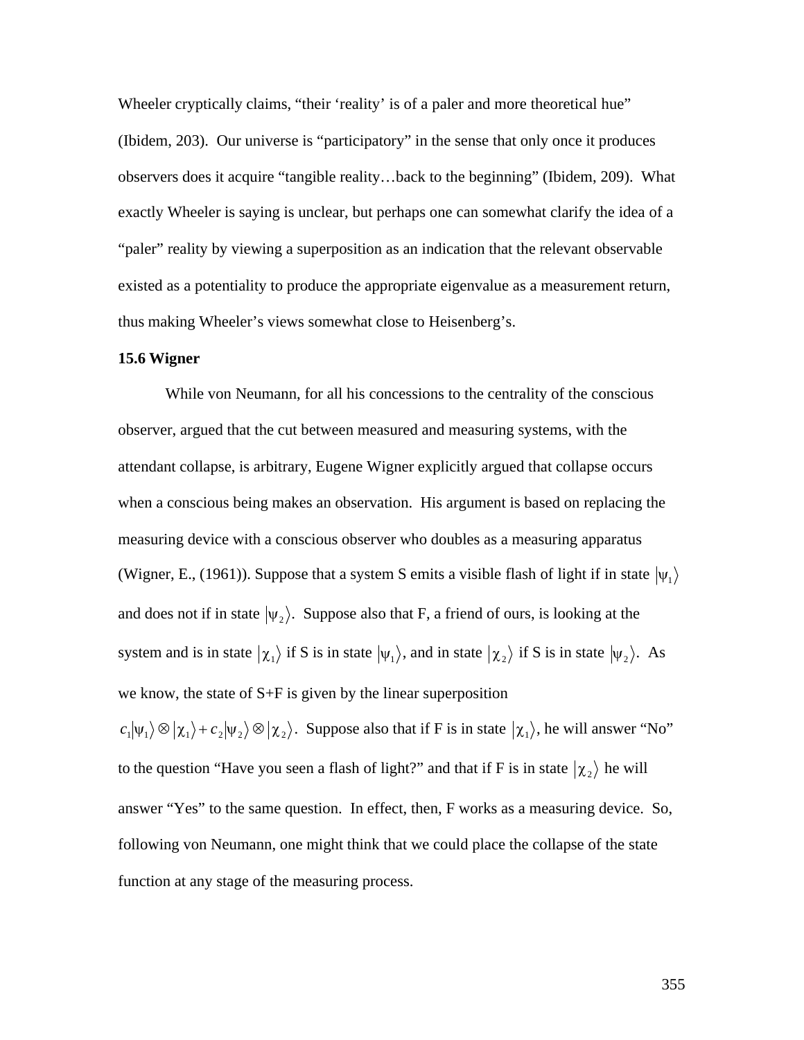Wheeler cryptically claims, "their 'reality' is of a paler and more theoretical hue" (Ibidem, 203). Our universe is "participatory" in the sense that only once it produces observers does it acquire "tangible reality…back to the beginning" (Ibidem, 209). What exactly Wheeler is saying is unclear, but perhaps one can somewhat clarify the idea of a "paler" reality by viewing a superposition as an indication that the relevant observable existed as a potentiality to produce the appropriate eigenvalue as a measurement return, thus making Wheeler's views somewhat close to Heisenberg's.

### 15.6 Wigner

While von Neumann, for all his concessions to the centrality of the conscious observer, argued that the cut between measured and measuring systems, with the attendant collapse, is arbitrary, Eugene Wigner explicitly argued that collapse occurs when a conscious being makes an observation. His argument is based on replacing the measuring device with a conscious observer who doubles as a measuring apparatus (Wigner, E., (1961)). Suppose that a system S emits a visible flash of light if in state $|\psi_1\rangle$ and does not if in state $|\psi_2\rangle$. Suppose also that F, a friend of ours, is looking at the system and is in state $|\chi_1\rangle$ if S is in state $|\psi_1\rangle$, and in state $|\chi_2\rangle$ if S is in state $|\psi_2\rangle$. As we know, the state of S+F is given by the linear superposition $c_1|\psi_1\rangle \otimes |\chi_1\rangle + c_2|\psi_2\rangle \otimes |\chi_2\rangle$. Suppose also that if F is in state $|\chi_1\rangle$, he will answer "No" to the question "Have you seen a flash of light?" and that if F is in state $|\chi_2\rangle$ he will answer "Yes" to the same question. In effect, then, F works as a measuring device. So, following von Neumann, one might think that we could place the collapse of the state function at any stage of the measuring process.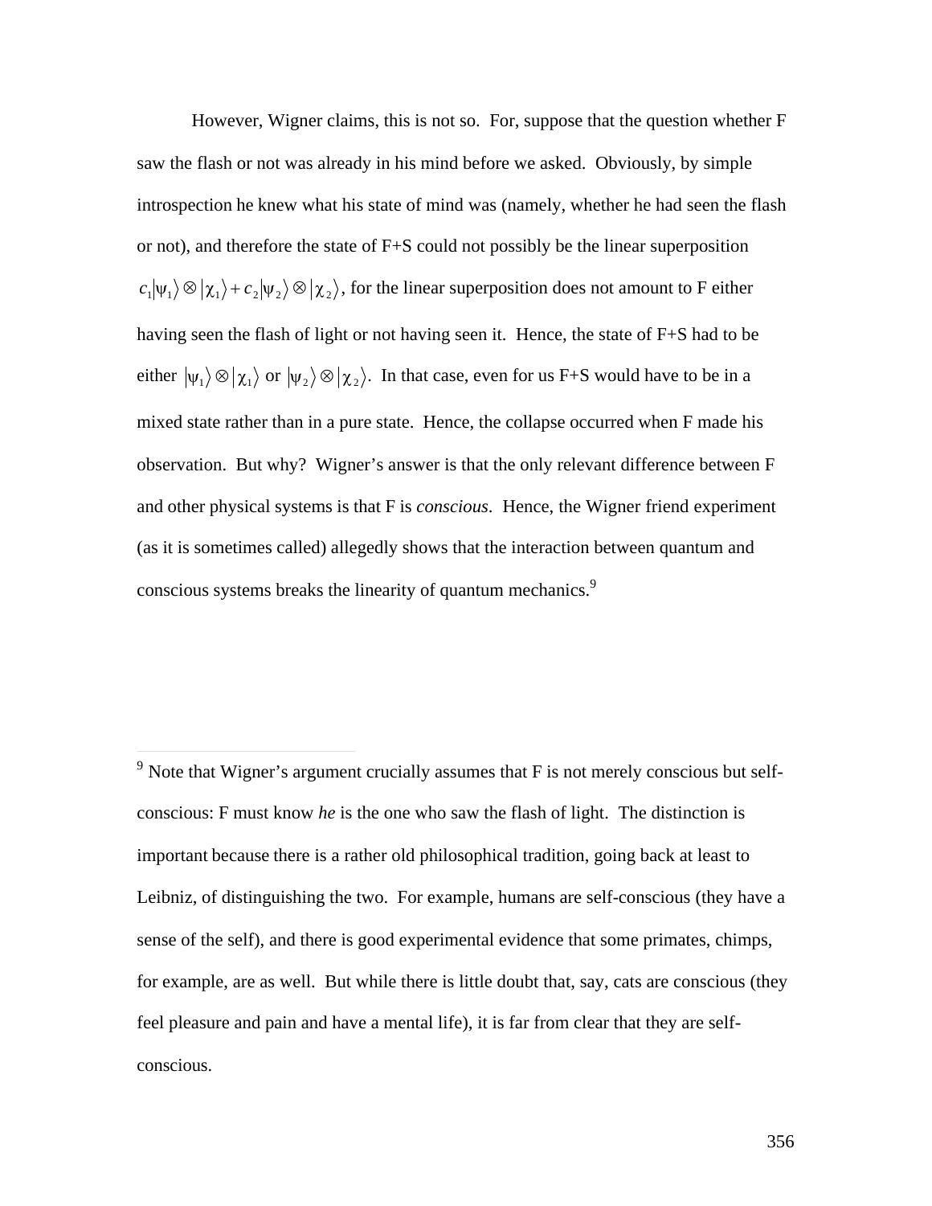However, Wigner claims, this is not so. For, suppose that the question whether F saw the flash or not was already in his mind before we asked. Obviously, by simple introspection he knew what his state of mind was (namely, whether he had seen the flash or not), and therefore the state of F+S could not possibly be the linear superposition $c_1|\psi_1\rangle \otimes |\chi_1\rangle + c_2|\psi_2\rangle \otimes |\chi_2\rangle$, for the linear superposition does not amount to F either having seen the flash of light or not having seen it. Hence, the state of F+S had to be either $|\psi_1\rangle \otimes |\chi_1\rangle$ or $|\psi_2\rangle \otimes |\chi_2\rangle$. In that case, even for us F+S would have to be in a mixed state rather than in a pure state. Hence, the collapse occurred when F made his observation. But why? Wigner's answer is that the only relevant difference between F and other physical systems is that F is *conscious*. Hence, the Wigner friend experiment (as it is sometimes called) allegedly shows that the interaction between quantum and conscious systems breaks the linearity of quantum mechanics.[9]

---

[9] Note that Wigner's argument crucially assumes that F is not merely conscious but self-conscious: F must know *he* is the one who saw the flash of light. The distinction is important because there is a rather old philosophical tradition, going back at least to Leibniz, of distinguishing the two. For example, humans are self-conscious (they have a sense of the self), and there is good experimental evidence that some primates, chimps, for example, are as well. But while there is little doubt that, say, cats are conscious (they feel pleasure and pain and have a mental life), it is far from clear that they are self-conscious.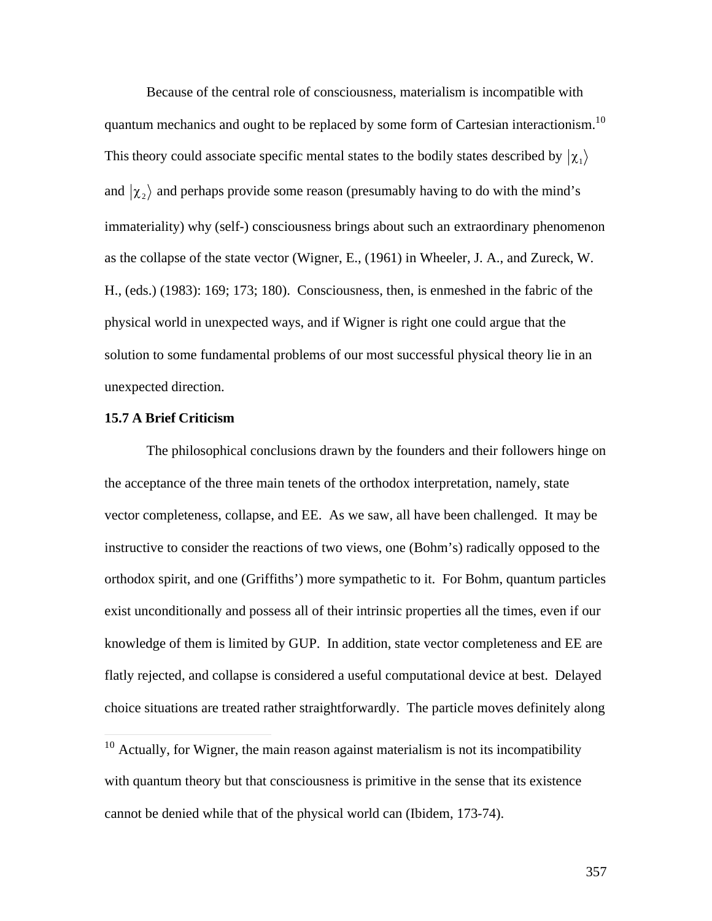Because of the central role of consciousness, materialism is incompatible with quantum mechanics and ought to be replaced by some form of Cartesian interactionism.[10] This theory could associate specific mental states to the bodily states described by $|\chi_1\rangle$ and $|\chi_2\rangle$ and perhaps provide some reason (presumably having to do with the mind's immateriality) why (self-) consciousness brings about such an extraordinary phenomenon as the collapse of the state vector (Wigner, E., (1961) in Wheeler, J. A., and Zureck, W. H., (eds.) (1983): 169; 173; 180). Consciousness, then, is enmeshed in the fabric of the physical world in unexpected ways, and if Wigner is right one could argue that the solution to some fundamental problems of our most successful physical theory lie in an unexpected direction.

**15.7 A Brief Criticism**

The philosophical conclusions drawn by the founders and their followers hinge on the acceptance of the three main tenets of the orthodox interpretation, namely, state vector completeness, collapse, and EE. As we saw, all have been challenged. It may be instructive to consider the reactions of two views, one (Bohm's) radically opposed to the orthodox spirit, and one (Griffiths') more sympathetic to it. For Bohm, quantum particles exist unconditionally and possess all of their intrinsic properties all the times, even if our knowledge of them is limited by GUP. In addition, state vector completeness and EE are flatly rejected, and collapse is considered a useful computational device at best. Delayed choice situations are treated rather straightforwardly. The particle moves definitely along

[10] Actually, for Wigner, the main reason against materialism is not its incompatibility with quantum theory but that consciousness is primitive in the sense that its existence cannot be denied while that of the physical world can (Ibidem, 173-74).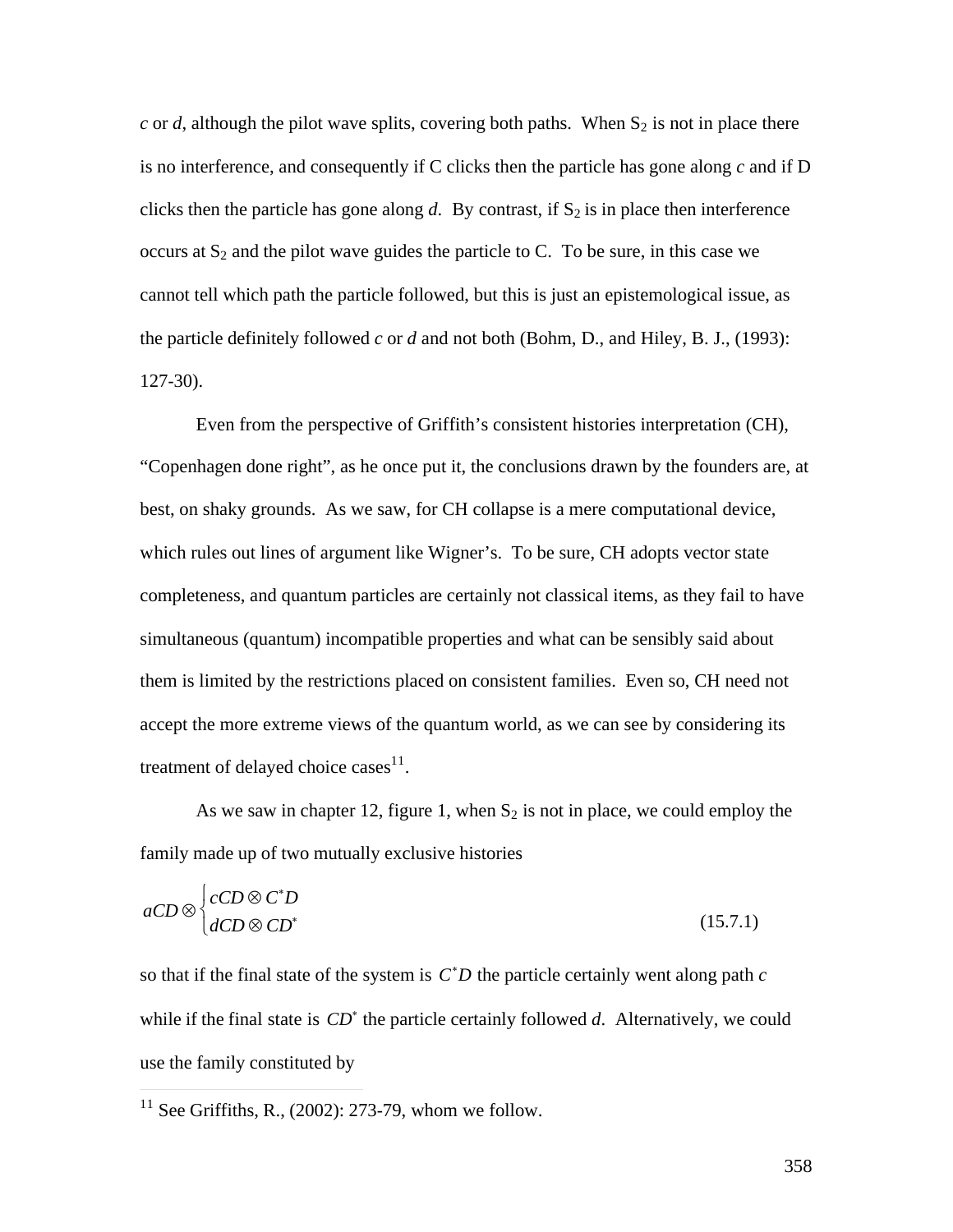*c* or *d*, although the pilot wave splits, covering both paths. When $S_2$ is not in place there is no interference, and consequently if C clicks then the particle has gone along *c* and if D clicks then the particle has gone along *d*. By contrast, if $S_2$ is in place then interference occurs at $S_2$ and the pilot wave guides the particle to C. To be sure, in this case we cannot tell which path the particle followed, but this is just an epistemological issue, as the particle definitely followed *c* or *d* and not both (Bohm, D., and Hiley, B. J., (1993): 127-30).

Even from the perspective of Griffith's consistent histories interpretation (CH), "Copenhagen done right", as he once put it, the conclusions drawn by the founders are, at best, on shaky grounds. As we saw, for CH collapse is a mere computational device, which rules out lines of argument like Wigner's. To be sure, CH adopts vector state completeness, and quantum particles are certainly not classical items, as they fail to have simultaneous (quantum) incompatible properties and what can be sensibly said about them is limited by the restrictions placed on consistent families. Even so, CH need not accept the more extreme views of the quantum world, as we can see by considering its treatment of delayed choice cases[11].

As we saw in chapter 12, figure 1, when $S_2$ is not in place, we could employ the family made up of two mutually exclusive histories

$$aCD \otimes \begin{cases} cCD \otimes C^*D \\ dCD \otimes CD^* \end{cases} \tag{15.7.1}$$

so that if the final state of the system is $C^*D$ the particle certainly went along path *c* while if the final state is $CD^*$ the particle certainly followed *d*. Alternatively, we could use the family constituted by

[11] See Griffiths, R., (2002): 273-79, whom we follow.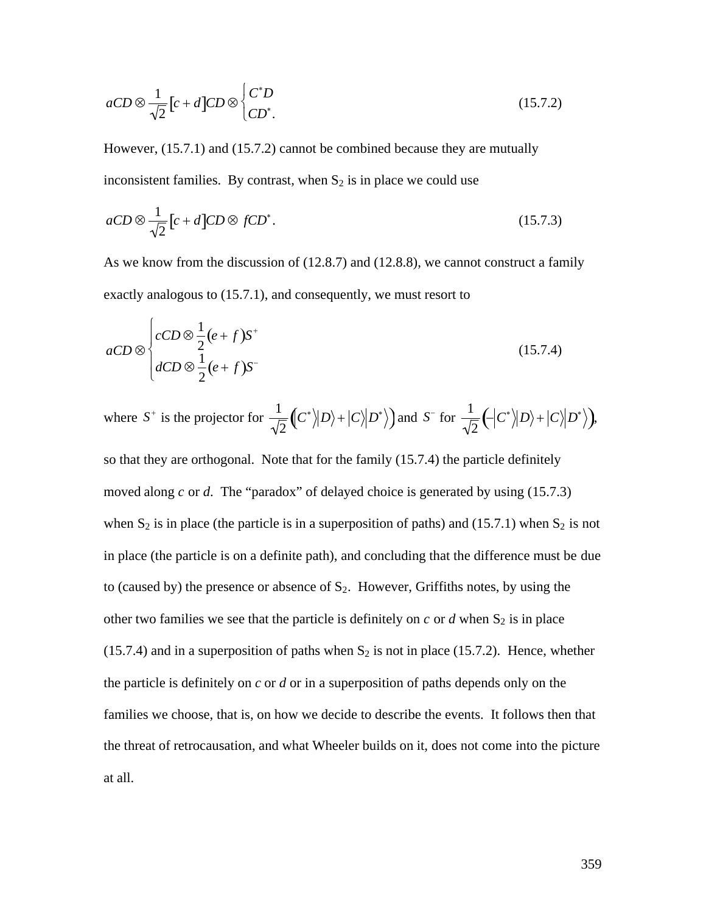$$aCD \otimes \frac{1}{\sqrt{2}}[c+d]CD \otimes \begin{cases} C^{*}D \\ CD^{*}. \end{cases} \tag{15.7.2}$$

However, (15.7.1) and (15.7.2) cannot be combined because they are mutually inconsistent families. By contrast, when $S_2$ is in place we could use

$$aCD \otimes \frac{1}{\sqrt{2}}[c+d]CD \otimes fCD^{*}. \tag{15.7.3}$$

As we know from the discussion of (12.8.7) and (12.8.8), we cannot construct a family exactly analogous to (15.7.1), and consequently, we must resort to

$$aCD \otimes \begin{cases} cCD \otimes \frac{1}{2}(e+f)S^{+} \\ dCD \otimes \frac{1}{2}(e+f)S^{-} \end{cases} \tag{15.7.4}$$

where $S^{+}$ is the projector for $\frac{1}{\sqrt{2}}\left(\left|C^{*}\right\rangle\left|D\right\rangle + \left|C\right\rangle\left|D^{*}\right\rangle\right)$ and $S^{-}$ for $\frac{1}{\sqrt{2}}\left(-\left|C^{*}\right\rangle\left|D\right\rangle + \left|C\right\rangle\left|D^{*}\right\rangle\right)$, so that they are orthogonal. Note that for the family (15.7.4) the particle definitely moved along *c* or *d*. The "paradox" of delayed choice is generated by using (15.7.3) when $S_2$ is in place (the particle is in a superposition of paths) and (15.7.1) when $S_2$ is not in place (the particle is on a definite path), and concluding that the difference must be due to (caused by) the presence or absence of $S_2$. However, Griffiths notes, by using the other two families we see that the particle is definitely on *c* or *d* when $S_2$ is in place (15.7.4) and in a superposition of paths when $S_2$ is not in place (15.7.2). Hence, whether the particle is definitely on *c* or *d* or in a superposition of paths depends only on the families we choose, that is, on how we decide to describe the events. It follows then that the threat of retrocausation, and what Wheeler builds on it, does not come into the picture at all.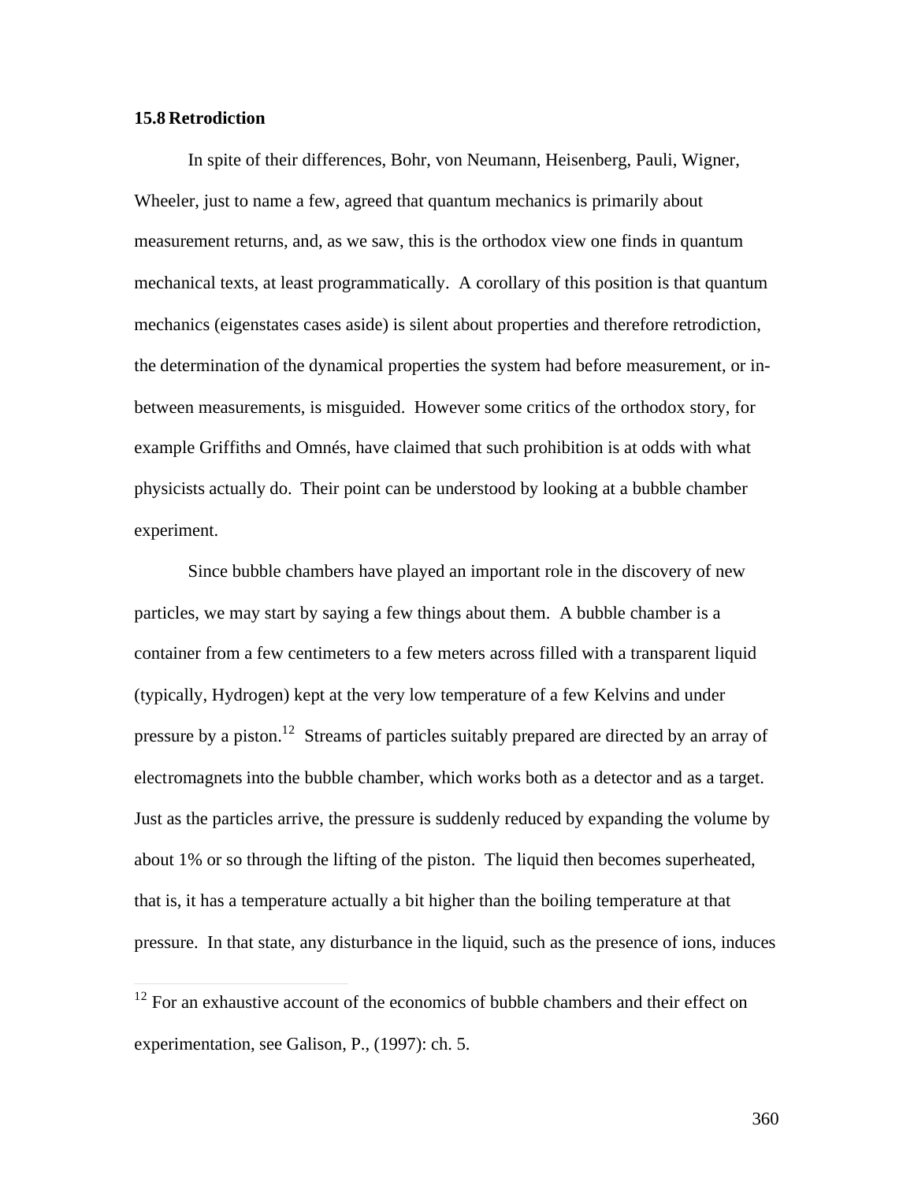### 15.8 Retrodiction

In spite of their differences, Bohr, von Neumann, Heisenberg, Pauli, Wigner, Wheeler, just to name a few, agreed that quantum mechanics is primarily about measurement returns, and, as we saw, this is the orthodox view one finds in quantum mechanical texts, at least programmatically. A corollary of this position is that quantum mechanics (eigenstates cases aside) is silent about properties and therefore retrodiction, the determination of the dynamical properties the system had before measurement, or in-between measurements, is misguided. However some critics of the orthodox story, for example Griffiths and Omnés, have claimed that such prohibition is at odds with what physicists actually do. Their point can be understood by looking at a bubble chamber experiment.

Since bubble chambers have played an important role in the discovery of new particles, we may start by saying a few things about them. A bubble chamber is a container from a few centimeters to a few meters across filled with a transparent liquid (typically, Hydrogen) kept at the very low temperature of a few Kelvins and under pressure by a piston.[12] Streams of particles suitably prepared are directed by an array of electromagnets into the bubble chamber, which works both as a detector and as a target. Just as the particles arrive, the pressure is suddenly reduced by expanding the volume by about 1% or so through the lifting of the piston. The liquid then becomes superheated, that is, it has a temperature actually a bit higher than the boiling temperature at that pressure. In that state, any disturbance in the liquid, such as the presence of ions, induces

---

[12] For an exhaustive account of the economics of bubble chambers and their effect on experimentation, see Galison, P., (1997): ch. 5.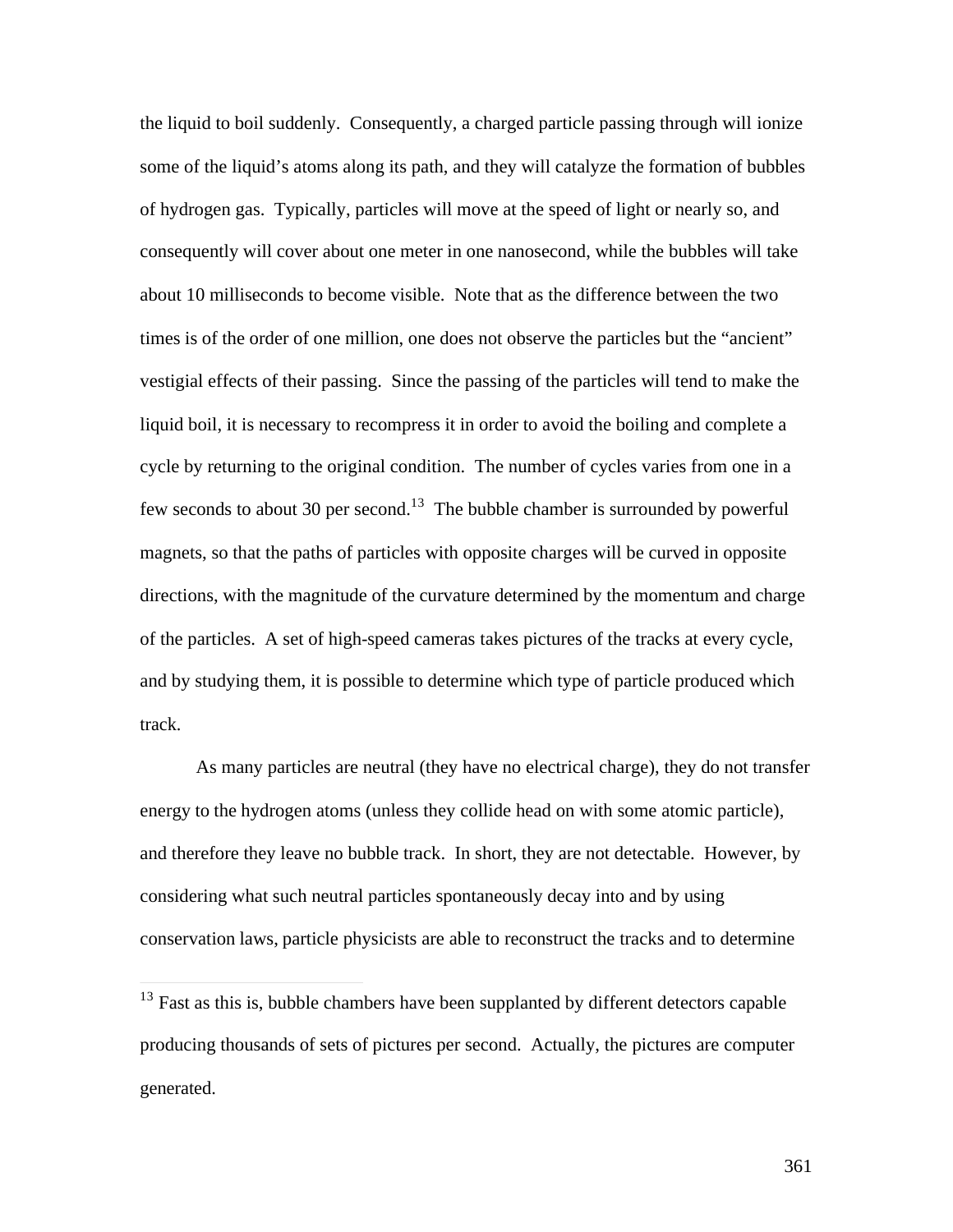the liquid to boil suddenly. Consequently, a charged particle passing through will ionize some of the liquid's atoms along its path, and they will catalyze the formation of bubbles of hydrogen gas. Typically, particles will move at the speed of light or nearly so, and consequently will cover about one meter in one nanosecond, while the bubbles will take about 10 milliseconds to become visible. Note that as the difference between the two times is of the order of one million, one does not observe the particles but the "ancient" vestigial effects of their passing. Since the passing of the particles will tend to make the liquid boil, it is necessary to recompress it in order to avoid the boiling and complete a cycle by returning to the original condition. The number of cycles varies from one in a few seconds to about 30 per second.[13] The bubble chamber is surrounded by powerful magnets, so that the paths of particles with opposite charges will be curved in opposite directions, with the magnitude of the curvature determined by the momentum and charge of the particles. A set of high-speed cameras takes pictures of the tracks at every cycle, and by studying them, it is possible to determine which type of particle produced which track.

As many particles are neutral (they have no electrical charge), they do not transfer energy to the hydrogen atoms (unless they collide head on with some atomic particle), and therefore they leave no bubble track. In short, they are not detectable. However, by considering what such neutral particles spontaneously decay into and by using conservation laws, particle physicists are able to reconstruct the tracks and to determine

[13] Fast as this is, bubble chambers have been supplanted by different detectors capable producing thousands of sets of pictures per second. Actually, the pictures are computer generated.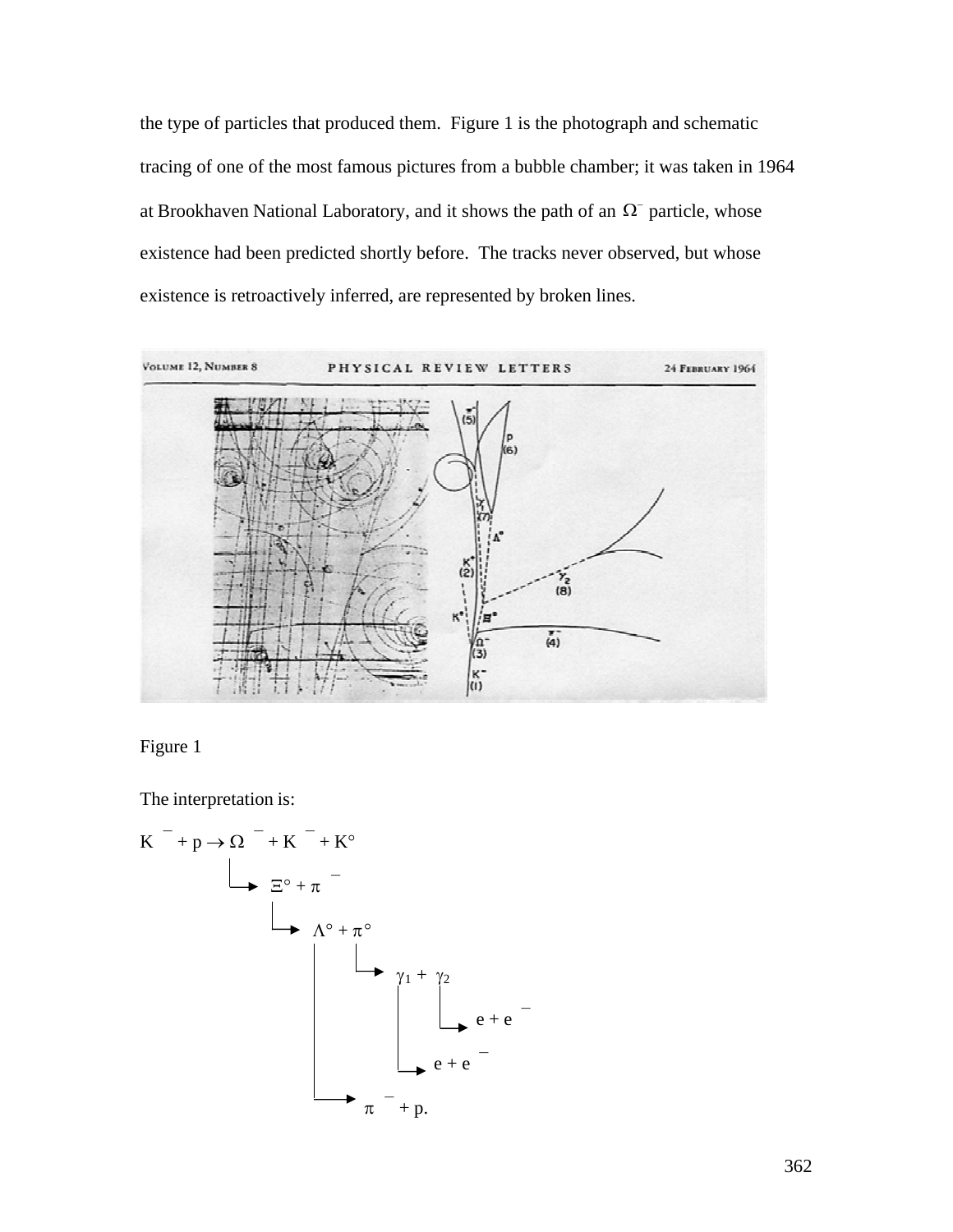the type of particles that produced them. Figure 1 is the photograph and schematic tracing of one of the most famous pictures from a bubble chamber; it was taken in 1964 at Brookhaven National Laboratory, and it shows the path of an $\Omega^-$ particle, whose existence had been predicted shortly before. The tracks never observed, but whose existence is retroactively inferred, are represented by broken lines.

Figure 1

The interpretation is:

$$K^- + p \rightarrow \Omega^- + K^- + K^\circ$$

$\quad \hookrightarrow \Xi^\circ + \pi^-$

$\quad\quad \hookrightarrow \Lambda^\circ + \pi^\circ$

$\quad\quad\quad \pi^\circ \hookrightarrow \gamma_1 + \gamma_2$

$\quad\quad\quad\quad \gamma_2 \hookrightarrow e + e^-$

$\quad\quad\quad\quad \gamma_1 \hookrightarrow e + e^-$

$\quad\quad\quad \Lambda^\circ \hookrightarrow \pi^- + p.$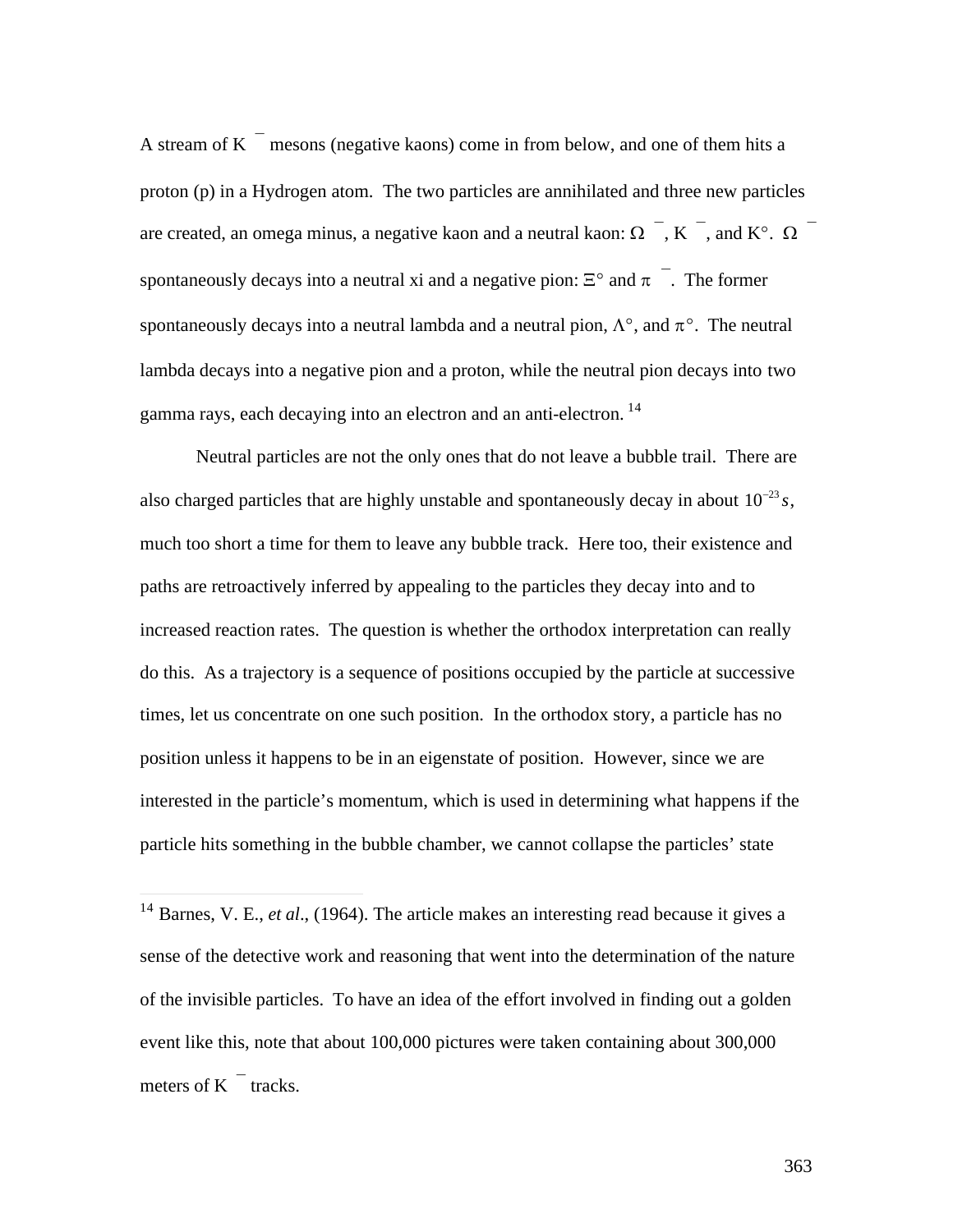A stream of $K^-$ mesons (negative kaons) come in from below, and one of them hits a proton (p) in a Hydrogen atom. The two particles are annihilated and three new particles are created, an omega minus, a negative kaon and a neutral kaon: $\Omega^-$, $K^-$, and $K^\circ$. $\Omega^-$ spontaneously decays into a neutral xi and a negative pion: $\Xi^\circ$ and $\pi^-$. The former spontaneously decays into a neutral lambda and a neutral pion, $\Lambda^\circ$, and $\pi^\circ$. The neutral lambda decays into a negative pion and a proton, while the neutral pion decays into two gamma rays, each decaying into an electron and an anti-electron. [14]

Neutral particles are not the only ones that do not leave a bubble trail. There are also charged particles that are highly unstable and spontaneously decay in about $10^{-23}s$, much too short a time for them to leave any bubble track. Here too, their existence and paths are retroactively inferred by appealing to the particles they decay into and to increased reaction rates. The question is whether the orthodox interpretation can really do this. As a trajectory is a sequence of positions occupied by the particle at successive times, let us concentrate on one such position. In the orthodox story, a particle has no position unless it happens to be in an eigenstate of position. However, since we are interested in the particle's momentum, which is used in determining what happens if the particle hits something in the bubble chamber, we cannot collapse the particles' state

---

[14] Barnes, V. E., *et al.*, (1964). The article makes an interesting read because it gives a sense of the detective work and reasoning that went into the determination of the nature of the invisible particles. To have an idea of the effort involved in finding out a golden event like this, note that about 100,000 pictures were taken containing about 300,000 meters of $K^-$ tracks.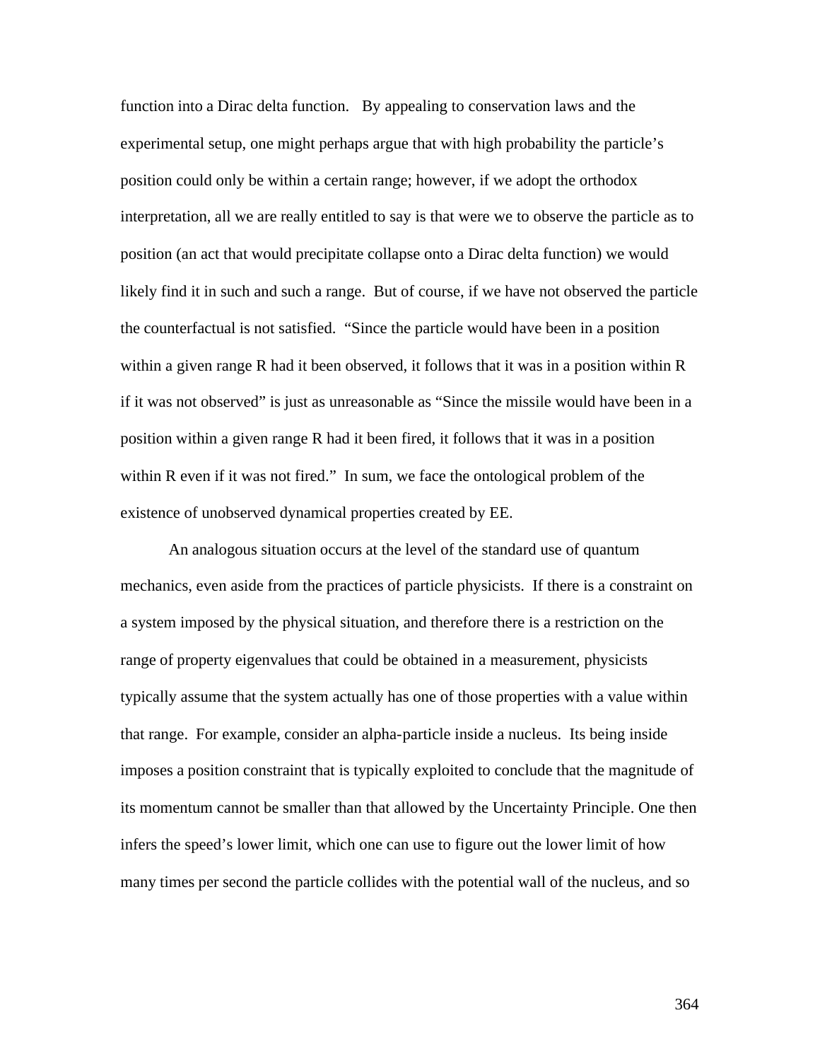function into a Dirac delta function. By appealing to conservation laws and the experimental setup, one might perhaps argue that with high probability the particle's position could only be within a certain range; however, if we adopt the orthodox interpretation, all we are really entitled to say is that were we to observe the particle as to position (an act that would precipitate collapse onto a Dirac delta function) we would likely find it in such and such a range. But of course, if we have not observed the particle the counterfactual is not satisfied. "Since the particle would have been in a position within a given range R had it been observed, it follows that it was in a position within R if it was not observed" is just as unreasonable as "Since the missile would have been in a position within a given range R had it been fired, it follows that it was in a position within R even if it was not fired." In sum, we face the ontological problem of the existence of unobserved dynamical properties created by EE.

An analogous situation occurs at the level of the standard use of quantum mechanics, even aside from the practices of particle physicists. If there is a constraint on a system imposed by the physical situation, and therefore there is a restriction on the range of property eigenvalues that could be obtained in a measurement, physicists typically assume that the system actually has one of those properties with a value within that range. For example, consider an alpha-particle inside a nucleus. Its being inside imposes a position constraint that is typically exploited to conclude that the magnitude of its momentum cannot be smaller than that allowed by the Uncertainty Principle. One then infers the speed's lower limit, which one can use to figure out the lower limit of how many times per second the particle collides with the potential wall of the nucleus, and so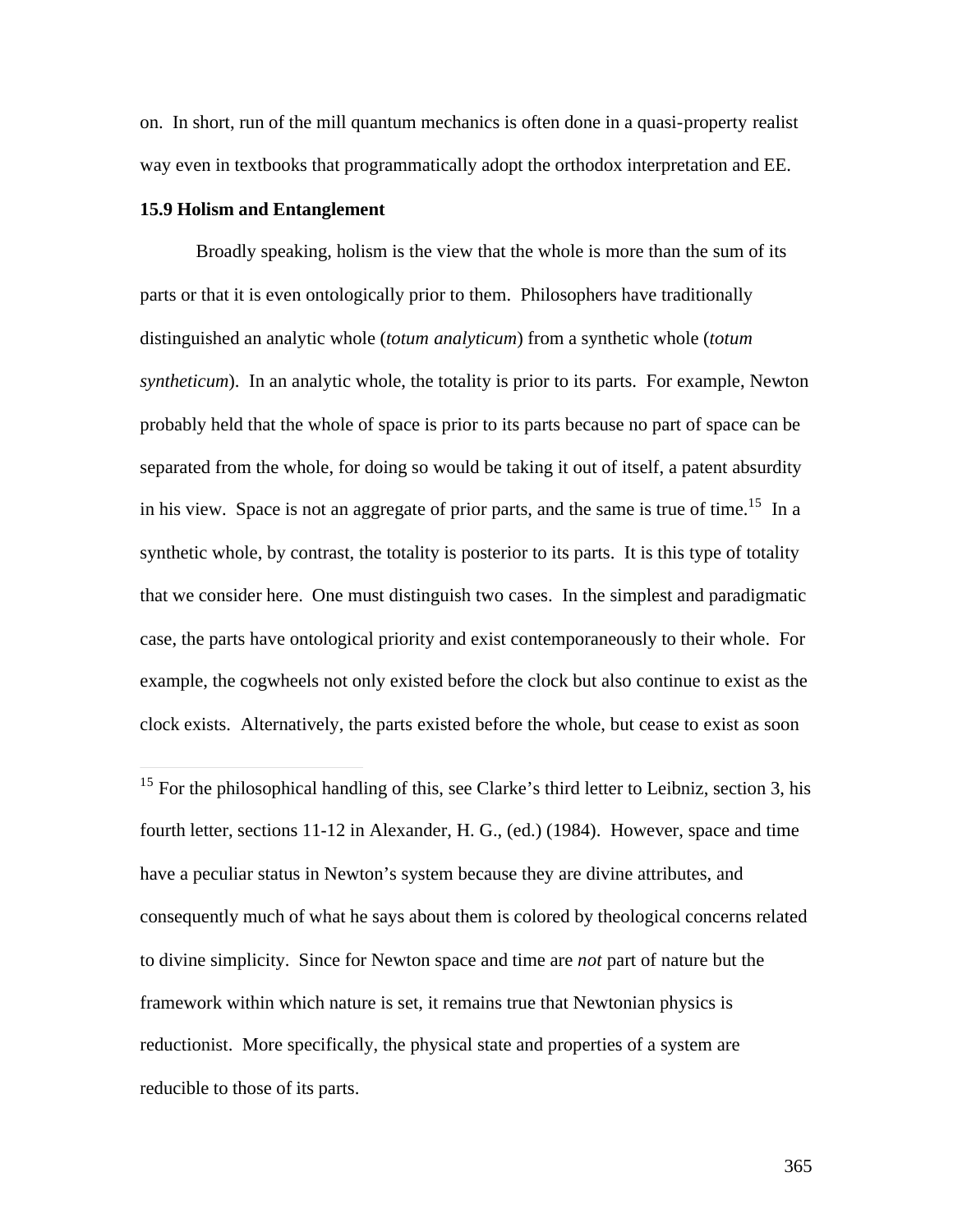on. In short, run of the mill quantum mechanics is often done in a quasi-property realist way even in textbooks that programmatically adopt the orthodox interpretation and EE.

### 15.9 Holism and Entanglement

Broadly speaking, holism is the view that the whole is more than the sum of its parts or that it is even ontologically prior to them. Philosophers have traditionally distinguished an analytic whole (*totum analyticum*) from a synthetic whole (*totum syntheticum*). In an analytic whole, the totality is prior to its parts. For example, Newton probably held that the whole of space is prior to its parts because no part of space can be separated from the whole, for doing so would be taking it out of itself, a patent absurdity in his view. Space is not an aggregate of prior parts, and the same is true of time.[15] In a synthetic whole, by contrast, the totality is posterior to its parts. It is this type of totality that we consider here. One must distinguish two cases. In the simplest and paradigmatic case, the parts have ontological priority and exist contemporaneously to their whole. For example, the cogwheels not only existed before the clock but also continue to exist as the clock exists. Alternatively, the parts existed before the whole, but cease to exist as soon

---

[15] For the philosophical handling of this, see Clarke's third letter to Leibniz, section 3, his fourth letter, sections 11-12 in Alexander, H. G., (ed.) (1984). However, space and time have a peculiar status in Newton's system because they are divine attributes, and consequently much of what he says about them is colored by theological concerns related to divine simplicity. Since for Newton space and time are *not* part of nature but the framework within which nature is set, it remains true that Newtonian physics is reductionist. More specifically, the physical state and properties of a system are reducible to those of its parts.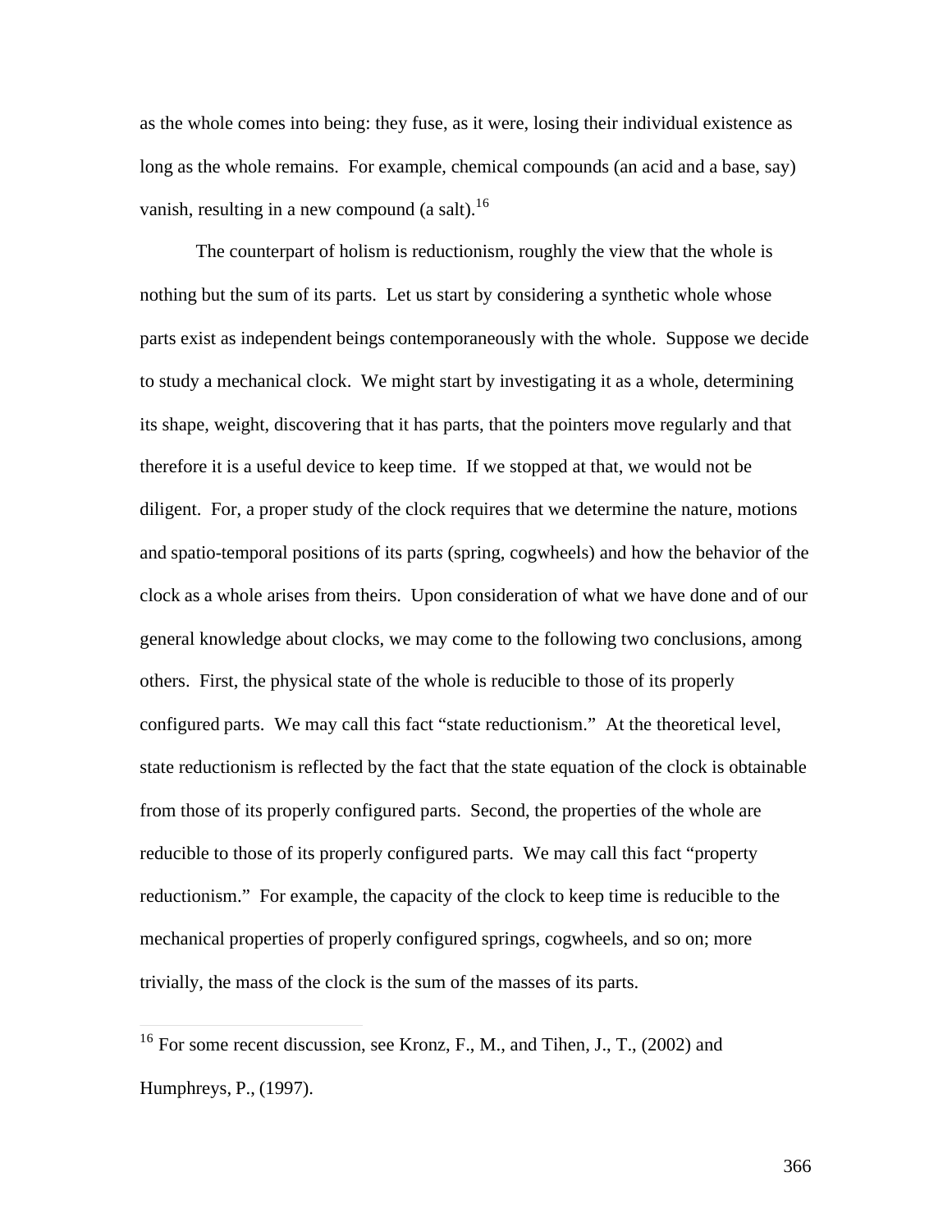as the whole comes into being: they fuse, as it were, losing their individual existence as long as the whole remains. For example, chemical compounds (an acid and a base, say) vanish, resulting in a new compound (a salt).[16]

The counterpart of holism is reductionism, roughly the view that the whole is nothing but the sum of its parts. Let us start by considering a synthetic whole whose parts exist as independent beings contemporaneously with the whole. Suppose we decide to study a mechanical clock. We might start by investigating it as a whole, determining its shape, weight, discovering that it has parts, that the pointers move regularly and that therefore it is a useful device to keep time. If we stopped at that, we would not be diligent. For, a proper study of the clock requires that we determine the nature, motions and spatio-temporal positions of its parts (spring, cogwheels) and how the behavior of the clock as a whole arises from theirs. Upon consideration of what we have done and of our general knowledge about clocks, we may come to the following two conclusions, among others. First, the physical state of the whole is reducible to those of its properly configured parts. We may call this fact "state reductionism." At the theoretical level, state reductionism is reflected by the fact that the state equation of the clock is obtainable from those of its properly configured parts. Second, the properties of the whole are reducible to those of its properly configured parts. We may call this fact "property reductionism." For example, the capacity of the clock to keep time is reducible to the mechanical properties of properly configured springs, cogwheels, and so on; more trivially, the mass of the clock is the sum of the masses of its parts.

---

[16] For some recent discussion, see Kronz, F., M., and Tihen, J., T., (2002) and Humphreys, P., (1997).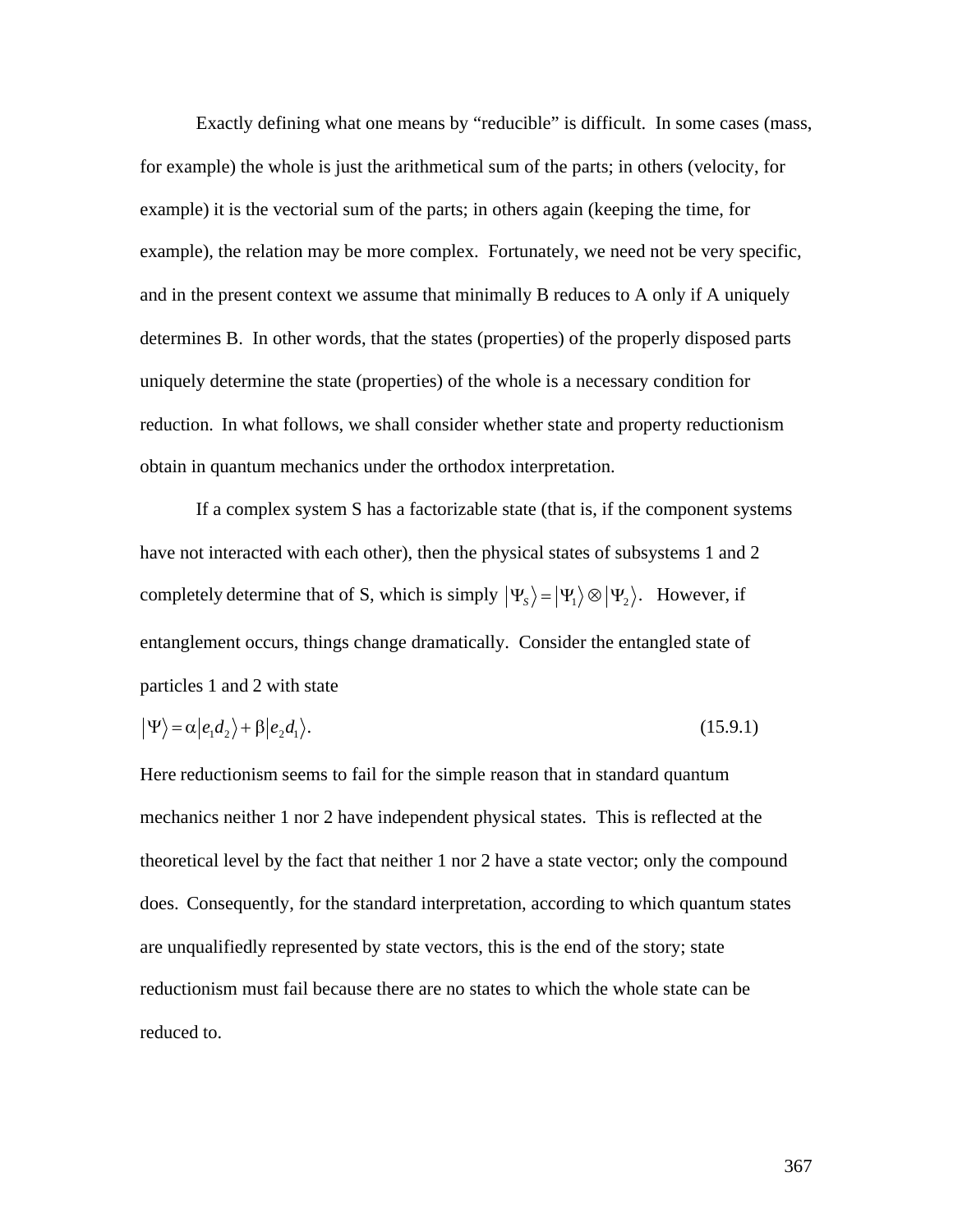Exactly defining what one means by "reducible" is difficult. In some cases (mass, for example) the whole is just the arithmetical sum of the parts; in others (velocity, for example) it is the vectorial sum of the parts; in others again (keeping the time, for example), the relation may be more complex. Fortunately, we need not be very specific, and in the present context we assume that minimally B reduces to A only if A uniquely determines B. In other words, that the states (properties) of the properly disposed parts uniquely determine the state (properties) of the whole is a necessary condition for reduction. In what follows, we shall consider whether state and property reductionism obtain in quantum mechanics under the orthodox interpretation.

If a complex system S has a factorizable state (that is, if the component systems have not interacted with each other), then the physical states of subsystems 1 and 2 completely determine that of S, which is simply $|\Psi_S\rangle = |\Psi_1\rangle \otimes |\Psi_2\rangle$. However, if entanglement occurs, things change dramatically. Consider the entangled state of particles 1 and 2 with state

$$|\Psi\rangle = \alpha|e_1 d_2\rangle + \beta|e_2 d_1\rangle. \qquad (15.9.1)$$

Here reductionism seems to fail for the simple reason that in standard quantum mechanics neither 1 nor 2 have independent physical states. This is reflected at the theoretical level by the fact that neither 1 nor 2 have a state vector; only the compound does. Consequently, for the standard interpretation, according to which quantum states are unqualifiedly represented by state vectors, this is the end of the story; state reductionism must fail because there are no states to which the whole state can be reduced to.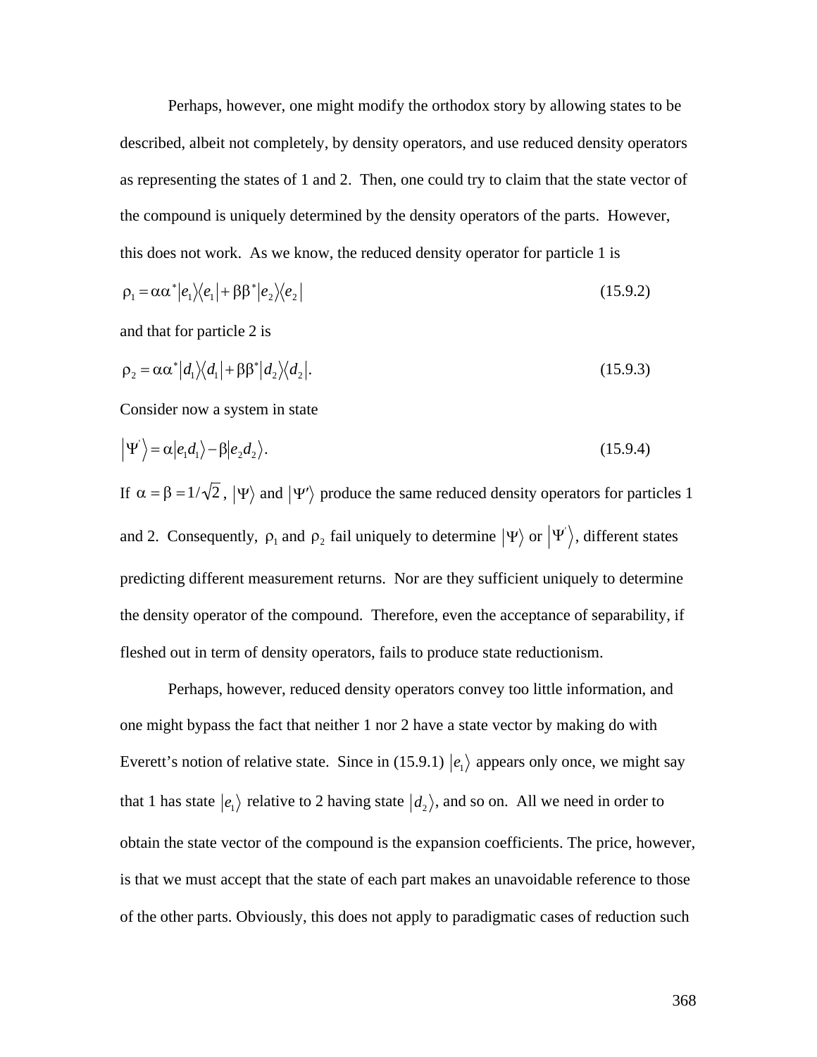Perhaps, however, one might modify the orthodox story by allowing states to be described, albeit not completely, by density operators, and use reduced density operators as representing the states of 1 and 2. Then, one could try to claim that the state vector of the compound is uniquely determined by the density operators of the parts. However, this does not work. As we know, the reduced density operator for particle 1 is

$$\rho_1 = \alpha\alpha^* |e_1\rangle\langle e_1| + \beta\beta^* |e_2\rangle\langle e_2| \tag{15.9.2}$$

and that for particle 2 is

$$\rho_2 = \alpha\alpha^* |d_1\rangle\langle d_1| + \beta\beta^* |d_2\rangle\langle d_2|. \tag{15.9.3}$$

Consider now a system in state

$$|\Psi'\rangle = \alpha|e_1 d_1\rangle - \beta|e_2 d_2\rangle. \tag{15.9.4}$$

If $\alpha = \beta = 1/\sqrt{2}$, $|\Psi\rangle$ and $|\Psi'\rangle$ produce the same reduced density operators for particles 1 and 2. Consequently, $\rho_1$ and $\rho_2$ fail uniquely to determine $|\Psi\rangle$ or $|\Psi'\rangle$, different states predicting different measurement returns. Nor are they sufficient uniquely to determine the density operator of the compound. Therefore, even the acceptance of separability, if fleshed out in term of density operators, fails to produce state reductionism.

Perhaps, however, reduced density operators convey too little information, and one might bypass the fact that neither 1 nor 2 have a state vector by making do with Everett's notion of relative state. Since in (15.9.1) $|e_1\rangle$ appears only once, we might say that 1 has state $|e_1\rangle$ relative to 2 having state $|d_2\rangle$, and so on. All we need in order to obtain the state vector of the compound is the expansion coefficients. The price, however, is that we must accept that the state of each part makes an unavoidable reference to those of the other parts. Obviously, this does not apply to paradigmatic cases of reduction such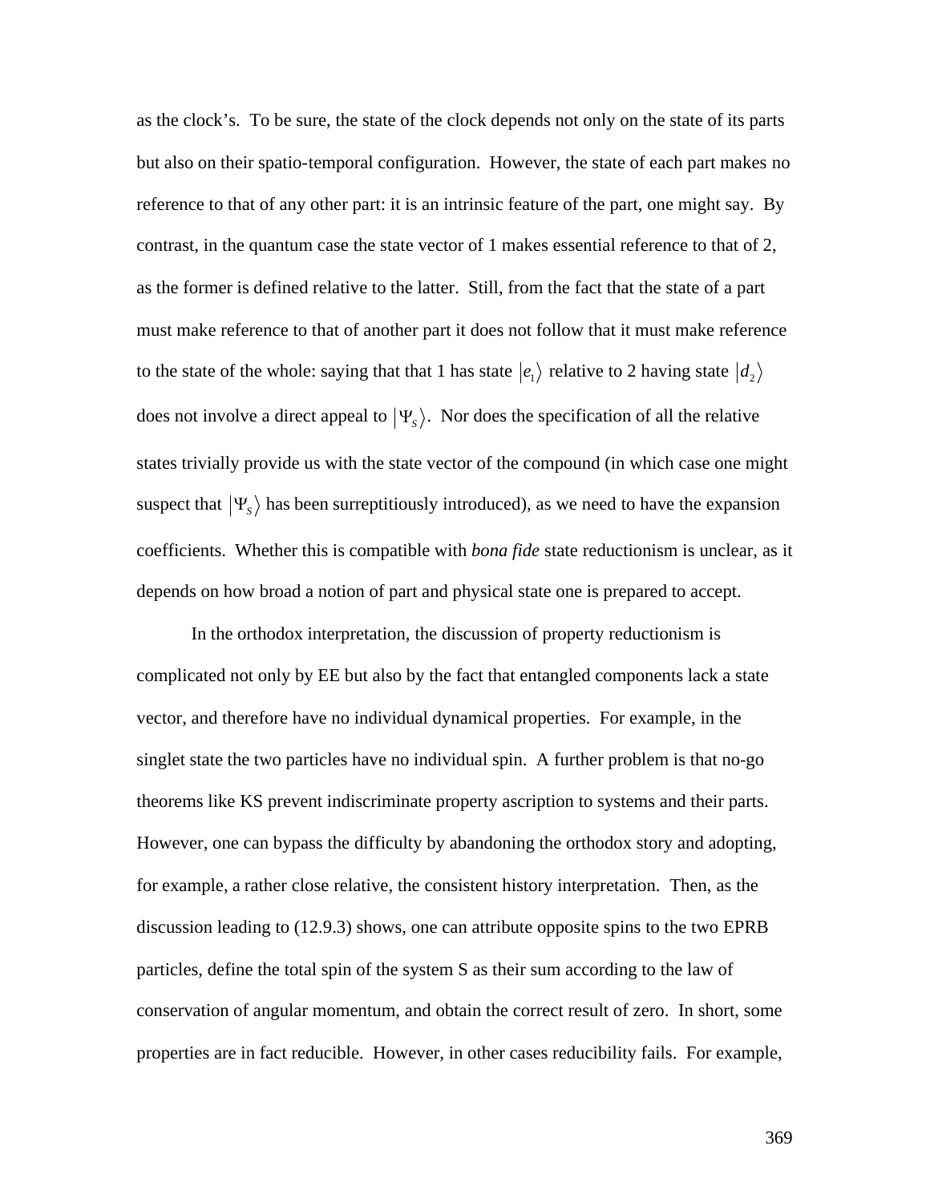as the clock's. To be sure, the state of the clock depends not only on the state of its parts but also on their spatio-temporal configuration. However, the state of each part makes no reference to that of any other part: it is an intrinsic feature of the part, one might say. By contrast, in the quantum case the state vector of 1 makes essential reference to that of 2, as the former is defined relative to the latter. Still, from the fact that the state of a part must make reference to that of another part it does not follow that it must make reference to the state of the whole: saying that that 1 has state $|e_1\rangle$ relative to 2 having state $|d_2\rangle$ does not involve a direct appeal to $|\Psi_S\rangle$. Nor does the specification of all the relative states trivially provide us with the state vector of the compound (in which case one might suspect that $|\Psi_S\rangle$ has been surreptitiously introduced), as we need to have the expansion coefficients. Whether this is compatible with *bona fide* state reductionism is unclear, as it depends on how broad a notion of part and physical state one is prepared to accept.

In the orthodox interpretation, the discussion of property reductionism is complicated not only by EE but also by the fact that entangled components lack a state vector, and therefore have no individual dynamical properties. For example, in the singlet state the two particles have no individual spin. A further problem is that no-go theorems like KS prevent indiscriminate property ascription to systems and their parts. However, one can bypass the difficulty by abandoning the orthodox story and adopting, for example, a rather close relative, the consistent history interpretation. Then, as the discussion leading to (12.9.3) shows, one can attribute opposite spins to the two EPRB particles, define the total spin of the system S as their sum according to the law of conservation of angular momentum, and obtain the correct result of zero. In short, some properties are in fact reducible. However, in other cases reducibility fails. For example,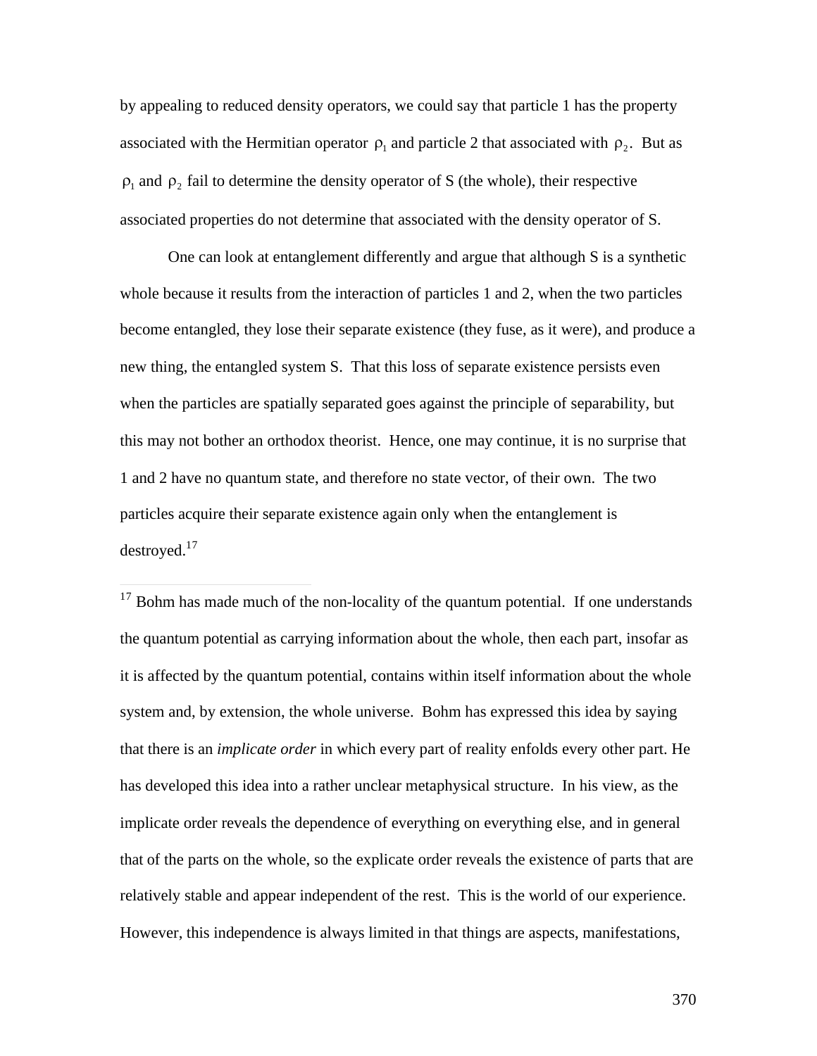by appealing to reduced density operators, we could say that particle 1 has the property associated with the Hermitian operator $\rho_1$ and particle 2 that associated with $\rho_2$. But as $\rho_1$ and $\rho_2$ fail to determine the density operator of S (the whole), their respective associated properties do not determine that associated with the density operator of S.

One can look at entanglement differently and argue that although S is a synthetic whole because it results from the interaction of particles 1 and 2, when the two particles become entangled, they lose their separate existence (they fuse, as it were), and produce a new thing, the entangled system S. That this loss of separate existence persists even when the particles are spatially separated goes against the principle of separability, but this may not bother an orthodox theorist. Hence, one may continue, it is no surprise that 1 and 2 have no quantum state, and therefore no state vector, of their own. The two particles acquire their separate existence again only when the entanglement is destroyed.[17]

---

[17] Bohm has made much of the non-locality of the quantum potential. If one understands the quantum potential as carrying information about the whole, then each part, insofar as it is affected by the quantum potential, contains within itself information about the whole system and, by extension, the whole universe. Bohm has expressed this idea by saying that there is an *implicate order* in which every part of reality enfolds every other part. He has developed this idea into a rather unclear metaphysical structure. In his view, as the implicate order reveals the dependence of everything on everything else, and in general that of the parts on the whole, so the explicate order reveals the existence of parts that are relatively stable and appear independent of the rest. This is the world of our experience. However, this independence is always limited in that things are aspects, manifestations,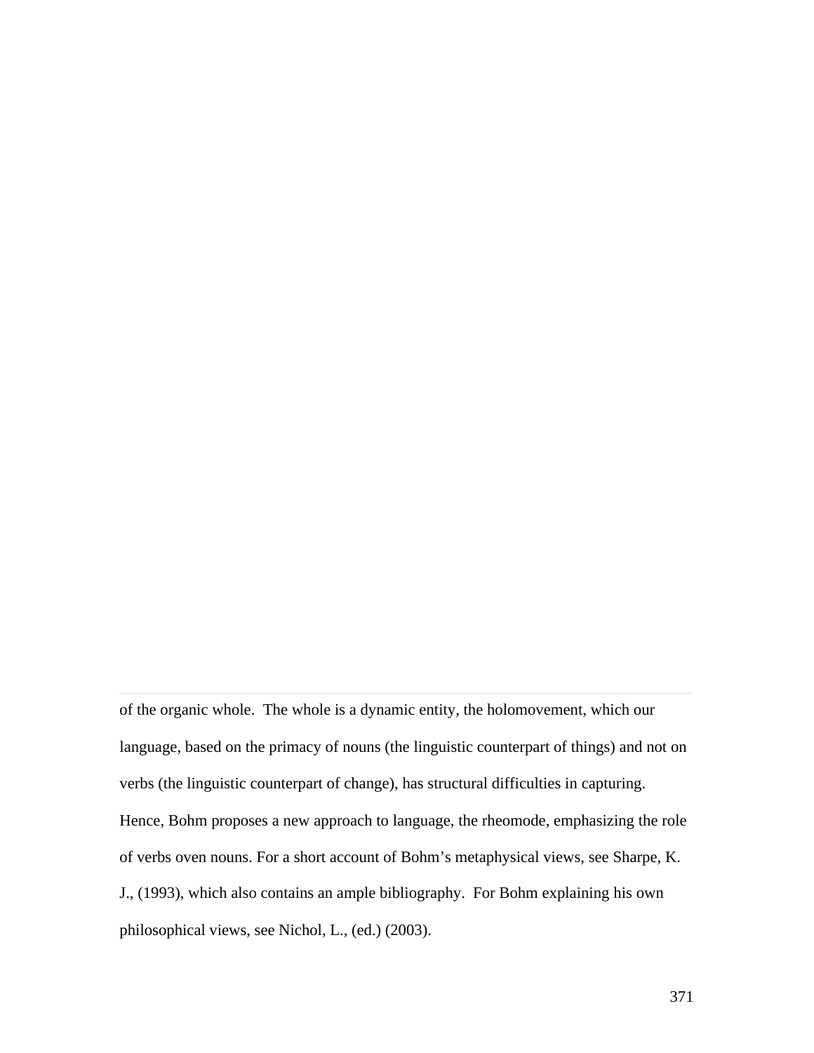of the organic whole. The whole is a dynamic entity, the holomovement, which our language, based on the primacy of nouns (the linguistic counterpart of things) and not on verbs (the linguistic counterpart of change), has structural difficulties in capturing. Hence, Bohm proposes a new approach to language, the rheomode, emphasizing the role of verbs oven nouns. For a short account of Bohm's metaphysical views, see Sharpe, K. J., (1993), which also contains an ample bibliography. For Bohm explaining his own philosophical views, see Nichol, L., (ed.) (2003).